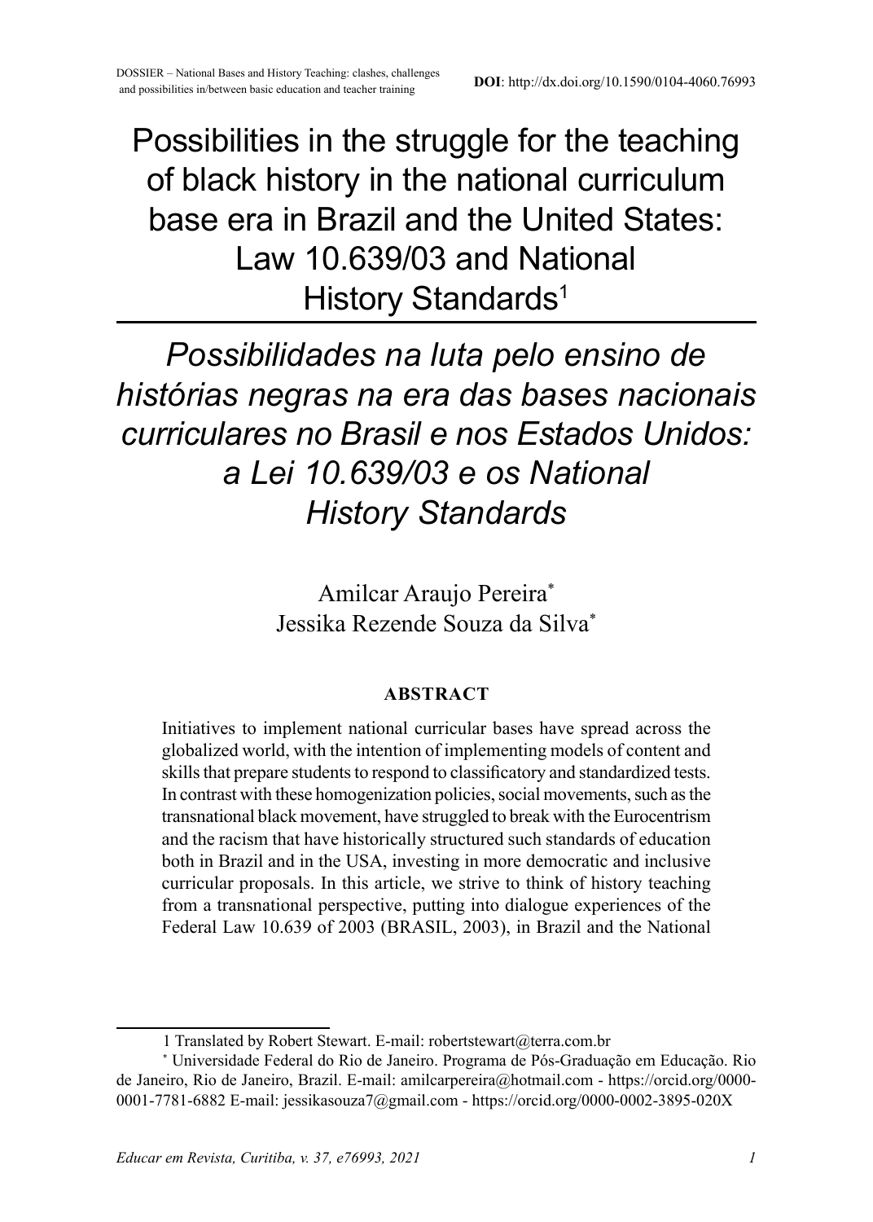# Possibilities in the struggle for the teaching of black history in the national curriculum base era in Brazil and the United States: Law 10.639/03 and National History Standards[1]

# *Possibilidades na luta pelo ensino de histórias negras na era das bases nacionais curriculares no Brasil e nos Estados Unidos: a Lei 10.639/03 e os National History Standards*

Amilcar Araujo Pereira[*]
Jessika Rezende Souza da Silva[*]

**ABSTRACT**

Initiatives to implement national curricular bases have spread across the globalized world, with the intention of implementing models of content and skills that prepare students to respond to classificatory and standardized tests. In contrast with these homogenization policies, social movements, such as the transnational black movement, have struggled to break with the Eurocentrism and the racism that have historically structured such standards of education both in Brazil and in the USA, investing in more democratic and inclusive curricular proposals. In this article, we strive to think of history teaching from a transnational perspective, putting into dialogue experiences of the Federal Law 10.639 of 2003 (BRASIL, 2003), in Brazil and the National

---

1 Translated by Robert Stewart. E-mail: robertstewart@terra.com.br

[*] Universidade Federal do Rio de Janeiro. Programa de Pós-Graduação em Educação. Rio de Janeiro, Rio de Janeiro, Brazil. E-mail: amilcarpereira@hotmail.com - https://orcid.org/0000-0001-7781-6882 E-mail: jessikasouza7@gmail.com - https://orcid.org/0000-0002-3895-020X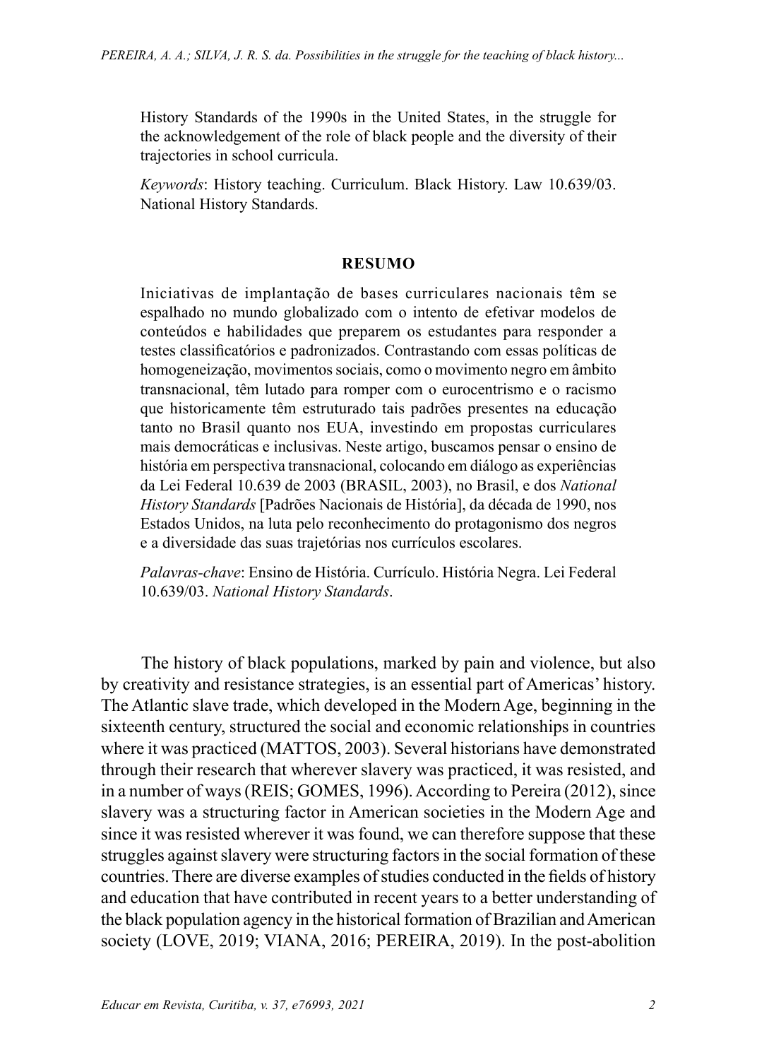History Standards of the 1990s in the United States, in the struggle for the acknowledgement of the role of black people and the diversity of their trajectories in school curricula.

*Keywords*: History teaching. Curriculum. Black History. Law 10.639/03. National History Standards.

**RESUMO**

Iniciativas de implantação de bases curriculares nacionais têm se espalhado no mundo globalizado com o intento de efetivar modelos de conteúdos e habilidades que preparem os estudantes para responder a testes classificatórios e padronizados. Contrastando com essas políticas de homogeneização, movimentos sociais, como o movimento negro em âmbito transnacional, têm lutado para romper com o eurocentrismo e o racismo que historicamente têm estruturado tais padrões presentes na educação tanto no Brasil quanto nos EUA, investindo em propostas curriculares mais democráticas e inclusivas. Neste artigo, buscamos pensar o ensino de história em perspectiva transnacional, colocando em diálogo as experiências da Lei Federal 10.639 de 2003 (BRASIL, 2003), no Brasil, e dos *National History Standards* [Padrões Nacionais de História], da década de 1990, nos Estados Unidos, na luta pelo reconhecimento do protagonismo dos negros e a diversidade das suas trajetórias nos currículos escolares.

*Palavras-chave*: Ensino de História. Currículo. História Negra. Lei Federal 10.639/03. *National History Standards*.

The history of black populations, marked by pain and violence, but also by creativity and resistance strategies, is an essential part of Americas' history. The Atlantic slave trade, which developed in the Modern Age, beginning in the sixteenth century, structured the social and economic relationships in countries where it was practiced (MATTOS, 2003). Several historians have demonstrated through their research that wherever slavery was practiced, it was resisted, and in a number of ways (REIS; GOMES, 1996). According to Pereira (2012), since slavery was a structuring factor in American societies in the Modern Age and since it was resisted wherever it was found, we can therefore suppose that these struggles against slavery were structuring factors in the social formation of these countries. There are diverse examples of studies conducted in the fields of history and education that have contributed in recent years to a better understanding of the black population agency in the historical formation of Brazilian and American society (LOVE, 2019; VIANA, 2016; PEREIRA, 2019). In the post-abolition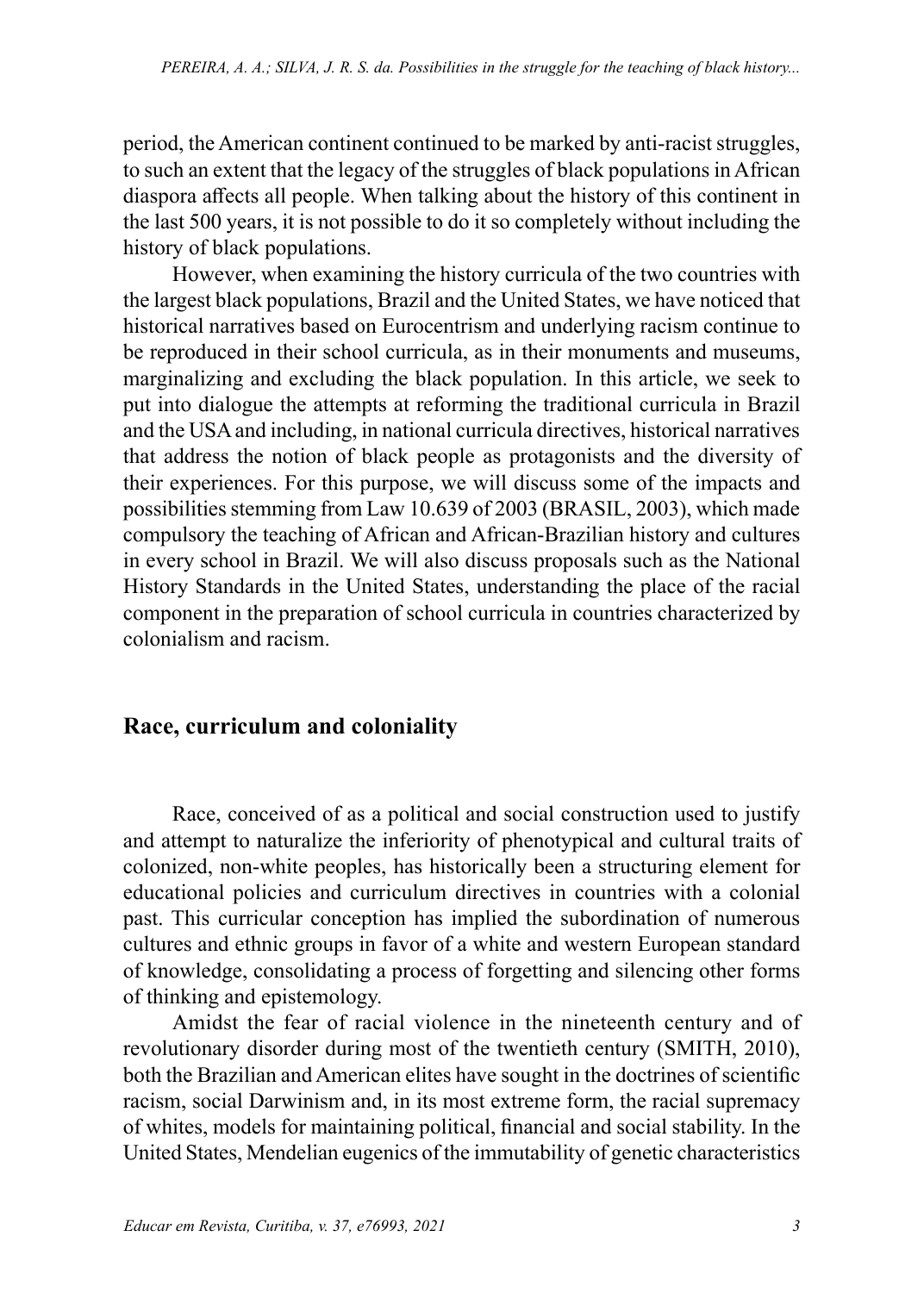period, the American continent continued to be marked by anti-racist struggles, to such an extent that the legacy of the struggles of black populations in African diaspora affects all people. When talking about the history of this continent in the last 500 years, it is not possible to do it so completely without including the history of black populations.

However, when examining the history curricula of the two countries with the largest black populations, Brazil and the United States, we have noticed that historical narratives based on Eurocentrism and underlying racism continue to be reproduced in their school curricula, as in their monuments and museums, marginalizing and excluding the black population. In this article, we seek to put into dialogue the attempts at reforming the traditional curricula in Brazil and the USA and including, in national curricula directives, historical narratives that address the notion of black people as protagonists and the diversity of their experiences. For this purpose, we will discuss some of the impacts and possibilities stemming from Law 10.639 of 2003 (BRASIL, 2003), which made compulsory the teaching of African and African-Brazilian history and cultures in every school in Brazil. We will also discuss proposals such as the National History Standards in the United States, understanding the place of the racial component in the preparation of school curricula in countries characterized by colonialism and racism.

## Race, curriculum and coloniality

Race, conceived of as a political and social construction used to justify and attempt to naturalize the inferiority of phenotypical and cultural traits of colonized, non-white peoples, has historically been a structuring element for educational policies and curriculum directives in countries with a colonial past. This curricular conception has implied the subordination of numerous cultures and ethnic groups in favor of a white and western European standard of knowledge, consolidating a process of forgetting and silencing other forms of thinking and epistemology.

Amidst the fear of racial violence in the nineteenth century and of revolutionary disorder during most of the twentieth century (SMITH, 2010), both the Brazilian and American elites have sought in the doctrines of scientific racism, social Darwinism and, in its most extreme form, the racial supremacy of whites, models for maintaining political, financial and social stability. In the United States, Mendelian eugenics of the immutability of genetic characteristics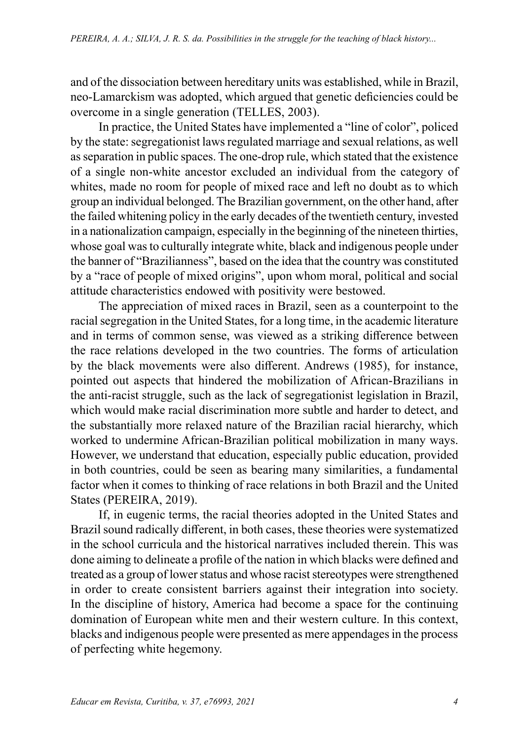and of the dissociation between hereditary units was established, while in Brazil, neo-Lamarckism was adopted, which argued that genetic deficiencies could be overcome in a single generation (TELLES, 2003).

In practice, the United States have implemented a "line of color", policed by the state: segregationist laws regulated marriage and sexual relations, as well as separation in public spaces. The one-drop rule, which stated that the existence of a single non-white ancestor excluded an individual from the category of whites, made no room for people of mixed race and left no doubt as to which group an individual belonged. The Brazilian government, on the other hand, after the failed whitening policy in the early decades of the twentieth century, invested in a nationalization campaign, especially in the beginning of the nineteen thirties, whose goal was to culturally integrate white, black and indigenous people under the banner of "Brazilianness", based on the idea that the country was constituted by a "race of people of mixed origins", upon whom moral, political and social attitude characteristics endowed with positivity were bestowed.

The appreciation of mixed races in Brazil, seen as a counterpoint to the racial segregation in the United States, for a long time, in the academic literature and in terms of common sense, was viewed as a striking difference between the race relations developed in the two countries. The forms of articulation by the black movements were also different. Andrews (1985), for instance, pointed out aspects that hindered the mobilization of African-Brazilians in the anti-racist struggle, such as the lack of segregationist legislation in Brazil, which would make racial discrimination more subtle and harder to detect, and the substantially more relaxed nature of the Brazilian racial hierarchy, which worked to undermine African-Brazilian political mobilization in many ways. However, we understand that education, especially public education, provided in both countries, could be seen as bearing many similarities, a fundamental factor when it comes to thinking of race relations in both Brazil and the United States (PEREIRA, 2019).

If, in eugenic terms, the racial theories adopted in the United States and Brazil sound radically different, in both cases, these theories were systematized in the school curricula and the historical narratives included therein. This was done aiming to delineate a profile of the nation in which blacks were defined and treated as a group of lower status and whose racist stereotypes were strengthened in order to create consistent barriers against their integration into society. In the discipline of history, America had become a space for the continuing domination of European white men and their western culture. In this context, blacks and indigenous people were presented as mere appendages in the process of perfecting white hegemony.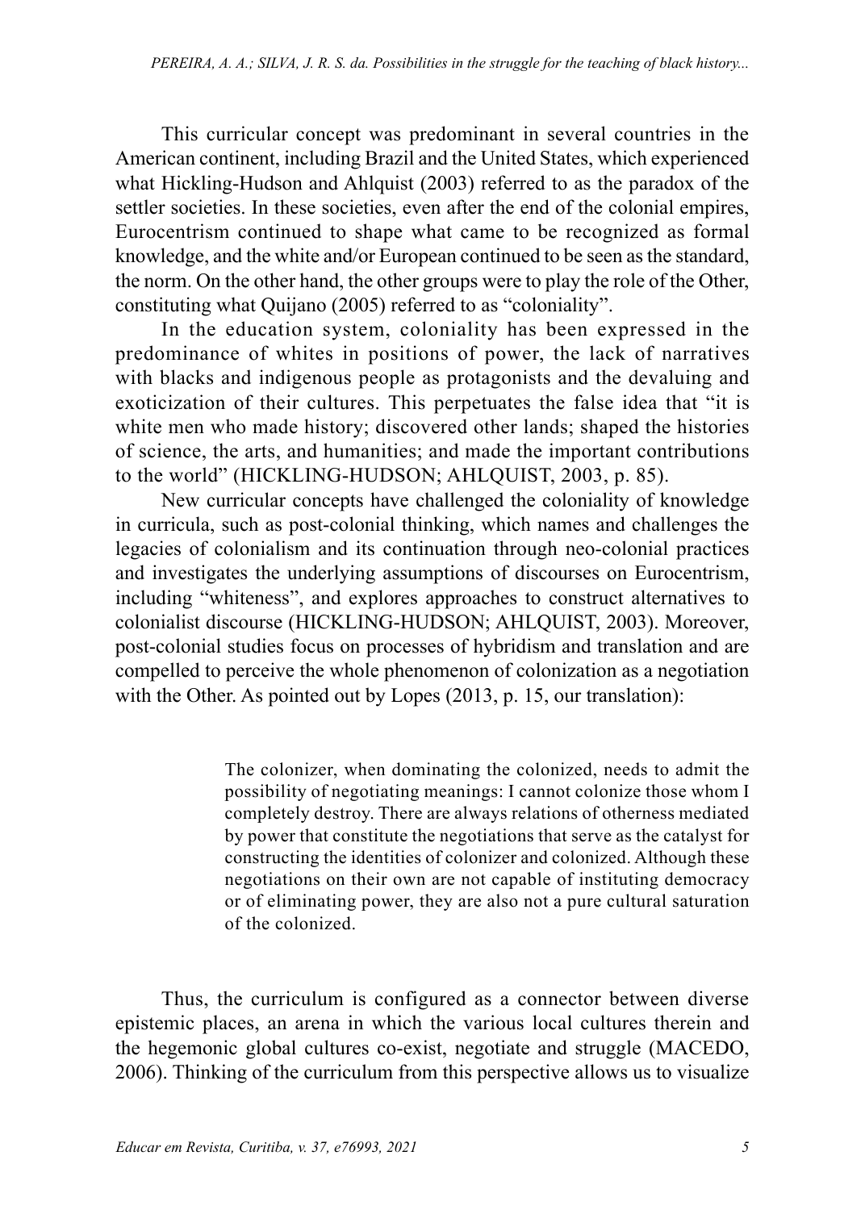This curricular concept was predominant in several countries in the American continent, including Brazil and the United States, which experienced what Hickling-Hudson and Ahlquist (2003) referred to as the paradox of the settler societies. In these societies, even after the end of the colonial empires, Eurocentrism continued to shape what came to be recognized as formal knowledge, and the white and/or European continued to be seen as the standard, the norm. On the other hand, the other groups were to play the role of the Other, constituting what Quijano (2005) referred to as "coloniality".

In the education system, coloniality has been expressed in the predominance of whites in positions of power, the lack of narratives with blacks and indigenous people as protagonists and the devaluing and exoticization of their cultures. This perpetuates the false idea that "it is white men who made history; discovered other lands; shaped the histories of science, the arts, and humanities; and made the important contributions to the world" (HICKLING-HUDSON; AHLQUIST, 2003, p. 85).

New curricular concepts have challenged the coloniality of knowledge in curricula, such as post-colonial thinking, which names and challenges the legacies of colonialism and its continuation through neo-colonial practices and investigates the underlying assumptions of discourses on Eurocentrism, including "whiteness", and explores approaches to construct alternatives to colonialist discourse (HICKLING-HUDSON; AHLQUIST, 2003). Moreover, post-colonial studies focus on processes of hybridism and translation and are compelled to perceive the whole phenomenon of colonization as a negotiation with the Other. As pointed out by Lopes (2013, p. 15, our translation):

> The colonizer, when dominating the colonized, needs to admit the possibility of negotiating meanings: I cannot colonize those whom I completely destroy. There are always relations of otherness mediated by power that constitute the negotiations that serve as the catalyst for constructing the identities of colonizer and colonized. Although these negotiations on their own are not capable of instituting democracy or of eliminating power, they are also not a pure cultural saturation of the colonized.

Thus, the curriculum is configured as a connector between diverse epistemic places, an arena in which the various local cultures therein and the hegemonic global cultures co-exist, negotiate and struggle (MACEDO, 2006). Thinking of the curriculum from this perspective allows us to visualize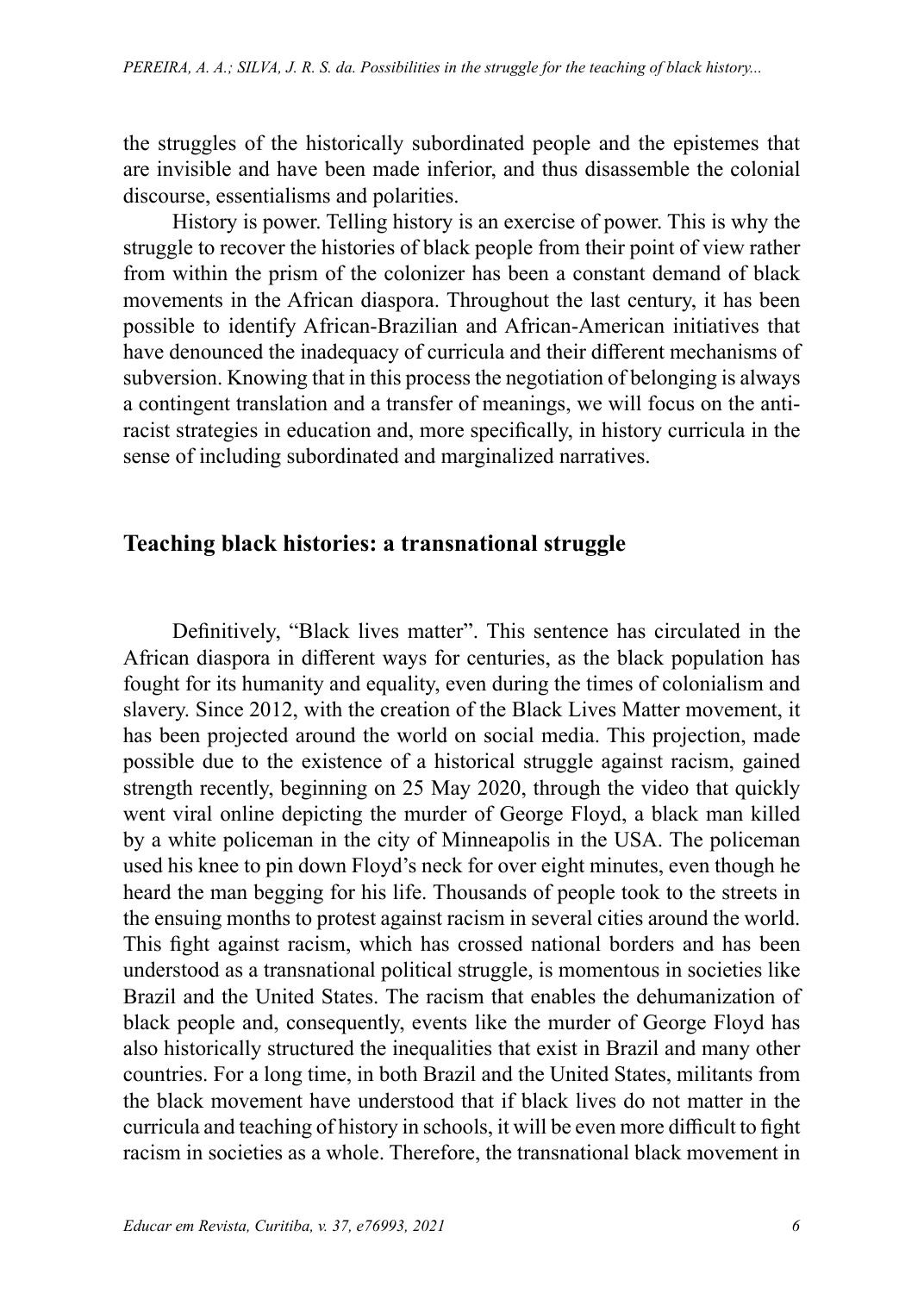the struggles of the historically subordinated people and the epistemes that are invisible and have been made inferior, and thus disassemble the colonial discourse, essentialisms and polarities.

History is power. Telling history is an exercise of power. This is why the struggle to recover the histories of black people from their point of view rather from within the prism of the colonizer has been a constant demand of black movements in the African diaspora. Throughout the last century, it has been possible to identify African-Brazilian and African-American initiatives that have denounced the inadequacy of curricula and their different mechanisms of subversion. Knowing that in this process the negotiation of belonging is always a contingent translation and a transfer of meanings, we will focus on the anti-racist strategies in education and, more specifically, in history curricula in the sense of including subordinated and marginalized narratives.

## Teaching black histories: a transnational struggle

Definitively, "Black lives matter". This sentence has circulated in the African diaspora in different ways for centuries, as the black population has fought for its humanity and equality, even during the times of colonialism and slavery. Since 2012, with the creation of the Black Lives Matter movement, it has been projected around the world on social media. This projection, made possible due to the existence of a historical struggle against racism, gained strength recently, beginning on 25 May 2020, through the video that quickly went viral online depicting the murder of George Floyd, a black man killed by a white policeman in the city of Minneapolis in the USA. The policeman used his knee to pin down Floyd's neck for over eight minutes, even though he heard the man begging for his life. Thousands of people took to the streets in the ensuing months to protest against racism in several cities around the world. This fight against racism, which has crossed national borders and has been understood as a transnational political struggle, is momentous in societies like Brazil and the United States. The racism that enables the dehumanization of black people and, consequently, events like the murder of George Floyd has also historically structured the inequalities that exist in Brazil and many other countries. For a long time, in both Brazil and the United States, militants from the black movement have understood that if black lives do not matter in the curricula and teaching of history in schools, it will be even more difficult to fight racism in societies as a whole. Therefore, the transnational black movement in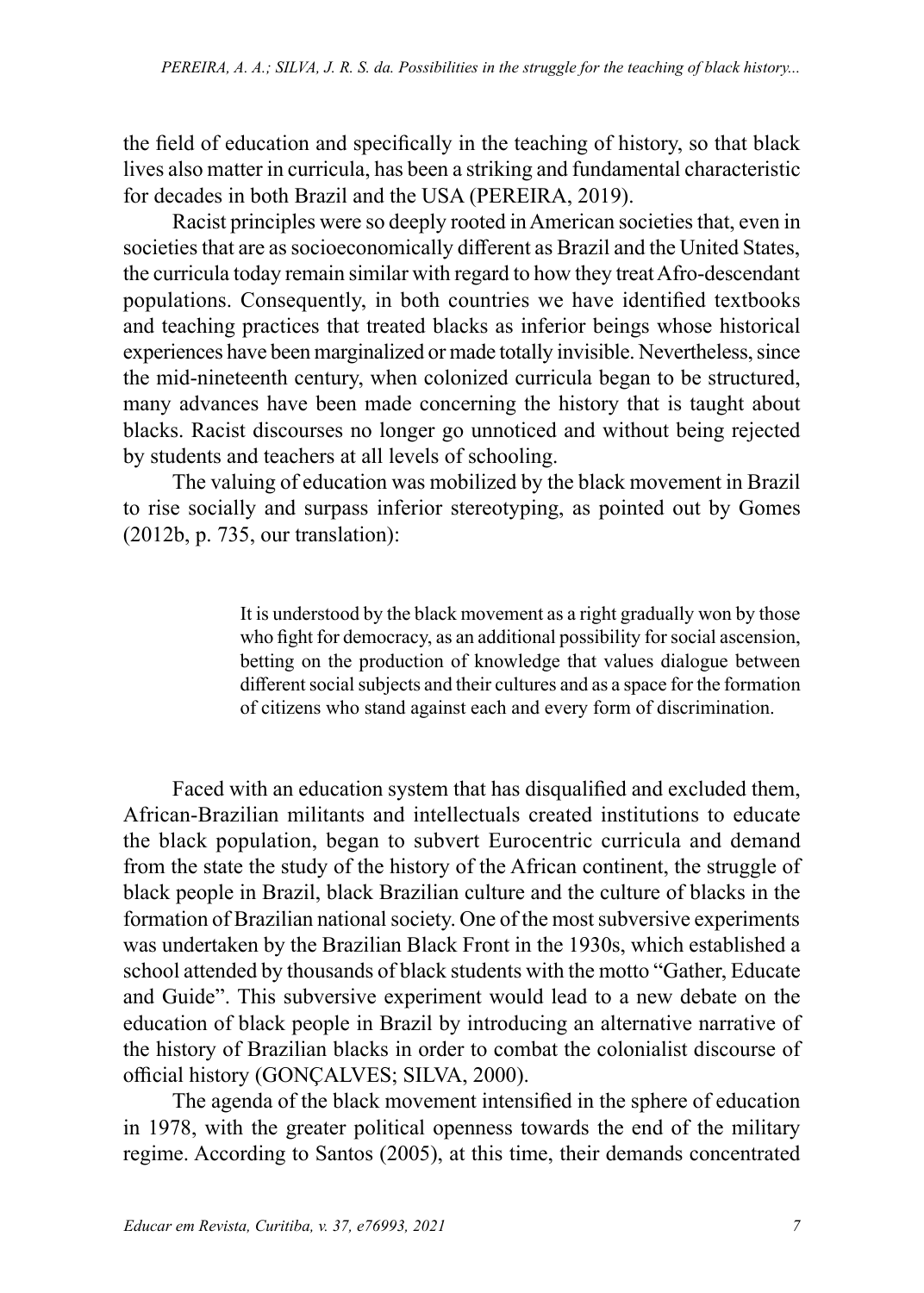the field of education and specifically in the teaching of history, so that black lives also matter in curricula, has been a striking and fundamental characteristic for decades in both Brazil and the USA (PEREIRA, 2019).

Racist principles were so deeply rooted in American societies that, even in societies that are as socioeconomically different as Brazil and the United States, the curricula today remain similar with regard to how they treat Afro-descendant populations. Consequently, in both countries we have identified textbooks and teaching practices that treated blacks as inferior beings whose historical experiences have been marginalized or made totally invisible. Nevertheless, since the mid-nineteenth century, when colonized curricula began to be structured, many advances have been made concerning the history that is taught about blacks. Racist discourses no longer go unnoticed and without being rejected by students and teachers at all levels of schooling.

The valuing of education was mobilized by the black movement in Brazil to rise socially and surpass inferior stereotyping, as pointed out by Gomes (2012b, p. 735, our translation):

> It is understood by the black movement as a right gradually won by those who fight for democracy, as an additional possibility for social ascension, betting on the production of knowledge that values dialogue between different social subjects and their cultures and as a space for the formation of citizens who stand against each and every form of discrimination.

Faced with an education system that has disqualified and excluded them, African-Brazilian militants and intellectuals created institutions to educate the black population, began to subvert Eurocentric curricula and demand from the state the study of the history of the African continent, the struggle of black people in Brazil, black Brazilian culture and the culture of blacks in the formation of Brazilian national society. One of the most subversive experiments was undertaken by the Brazilian Black Front in the 1930s, which established a school attended by thousands of black students with the motto "Gather, Educate and Guide". This subversive experiment would lead to a new debate on the education of black people in Brazil by introducing an alternative narrative of the history of Brazilian blacks in order to combat the colonialist discourse of official history (GONÇALVES; SILVA, 2000).

The agenda of the black movement intensified in the sphere of education in 1978, with the greater political openness towards the end of the military regime. According to Santos (2005), at this time, their demands concentrated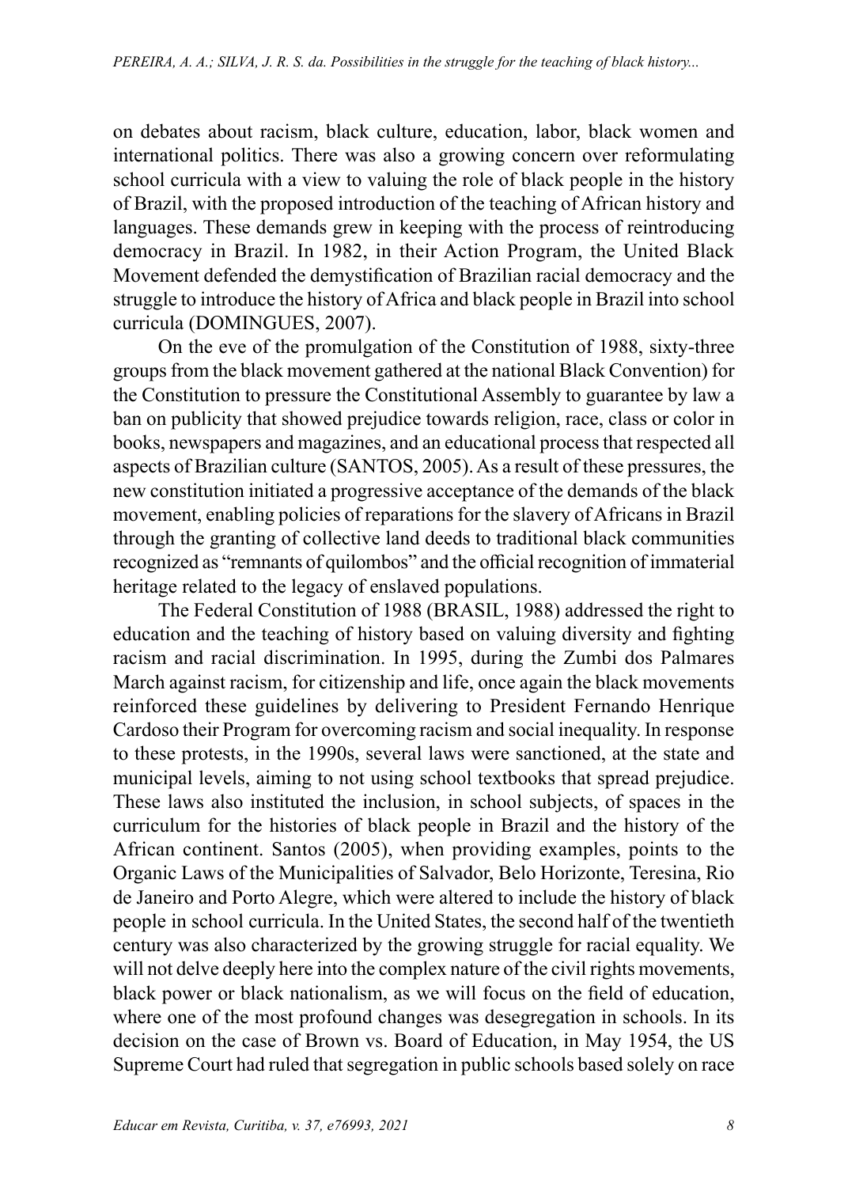on debates about racism, black culture, education, labor, black women and international politics. There was also a growing concern over reformulating school curricula with a view to valuing the role of black people in the history of Brazil, with the proposed introduction of the teaching of African history and languages. These demands grew in keeping with the process of reintroducing democracy in Brazil. In 1982, in their Action Program, the United Black Movement defended the demystification of Brazilian racial democracy and the struggle to introduce the history of Africa and black people in Brazil into school curricula (DOMINGUES, 2007).

On the eve of the promulgation of the Constitution of 1988, sixty-three groups from the black movement gathered at the national Black Convention) for the Constitution to pressure the Constitutional Assembly to guarantee by law a ban on publicity that showed prejudice towards religion, race, class or color in books, newspapers and magazines, and an educational process that respected all aspects of Brazilian culture (SANTOS, 2005). As a result of these pressures, the new constitution initiated a progressive acceptance of the demands of the black movement, enabling policies of reparations for the slavery of Africans in Brazil through the granting of collective land deeds to traditional black communities recognized as "remnants of quilombos" and the official recognition of immaterial heritage related to the legacy of enslaved populations.

The Federal Constitution of 1988 (BRASIL, 1988) addressed the right to education and the teaching of history based on valuing diversity and fighting racism and racial discrimination. In 1995, during the Zumbi dos Palmares March against racism, for citizenship and life, once again the black movements reinforced these guidelines by delivering to President Fernando Henrique Cardoso their Program for overcoming racism and social inequality. In response to these protests, in the 1990s, several laws were sanctioned, at the state and municipal levels, aiming to not using school textbooks that spread prejudice. These laws also instituted the inclusion, in school subjects, of spaces in the curriculum for the histories of black people in Brazil and the history of the African continent. Santos (2005), when providing examples, points to the Organic Laws of the Municipalities of Salvador, Belo Horizonte, Teresina, Rio de Janeiro and Porto Alegre, which were altered to include the history of black people in school curricula. In the United States, the second half of the twentieth century was also characterized by the growing struggle for racial equality. We will not delve deeply here into the complex nature of the civil rights movements, black power or black nationalism, as we will focus on the field of education, where one of the most profound changes was desegregation in schools. In its decision on the case of Brown vs. Board of Education, in May 1954, the US Supreme Court had ruled that segregation in public schools based solely on race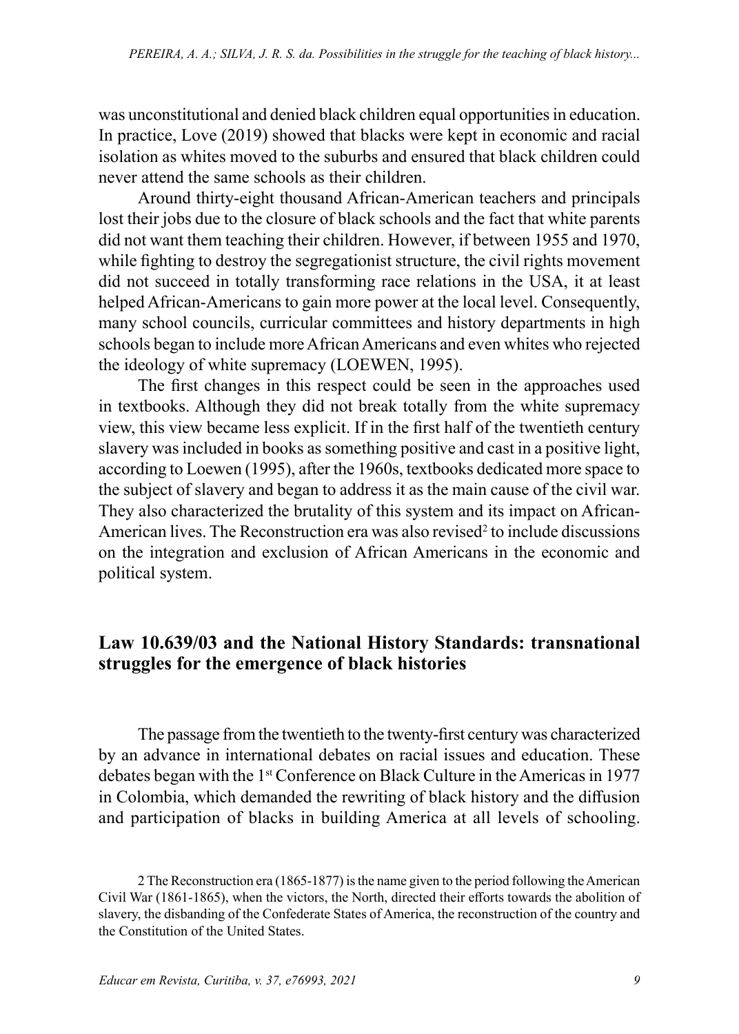was unconstitutional and denied black children equal opportunities in education. In practice, Love (2019) showed that blacks were kept in economic and racial isolation as whites moved to the suburbs and ensured that black children could never attend the same schools as their children.

Around thirty-eight thousand African-American teachers and principals lost their jobs due to the closure of black schools and the fact that white parents did not want them teaching their children. However, if between 1955 and 1970, while fighting to destroy the segregationist structure, the civil rights movement did not succeed in totally transforming race relations in the USA, it at least helped African-Americans to gain more power at the local level. Consequently, many school councils, curricular committees and history departments in high schools began to include more African Americans and even whites who rejected the ideology of white supremacy (LOEWEN, 1995).

The first changes in this respect could be seen in the approaches used in textbooks. Although they did not break totally from the white supremacy view, this view became less explicit. If in the first half of the twentieth century slavery was included in books as something positive and cast in a positive light, according to Loewen (1995), after the 1960s, textbooks dedicated more space to the subject of slavery and began to address it as the main cause of the civil war. They also characterized the brutality of this system and its impact on African-American lives. The Reconstruction era was also revised[2] to include discussions on the integration and exclusion of African Americans in the economic and political system.

## Law 10.639/03 and the National History Standards: transnational struggles for the emergence of black histories

The passage from the twentieth to the twenty-first century was characterized by an advance in international debates on racial issues and education. These debates began with the 1st Conference on Black Culture in the Americas in 1977 in Colombia, which demanded the rewriting of black history and the diffusion and participation of blacks in building America at all levels of schooling.

2 The Reconstruction era (1865-1877) is the name given to the period following the American Civil War (1861-1865), when the victors, the North, directed their efforts towards the abolition of slavery, the disbanding of the Confederate States of America, the reconstruction of the country and the Constitution of the United States.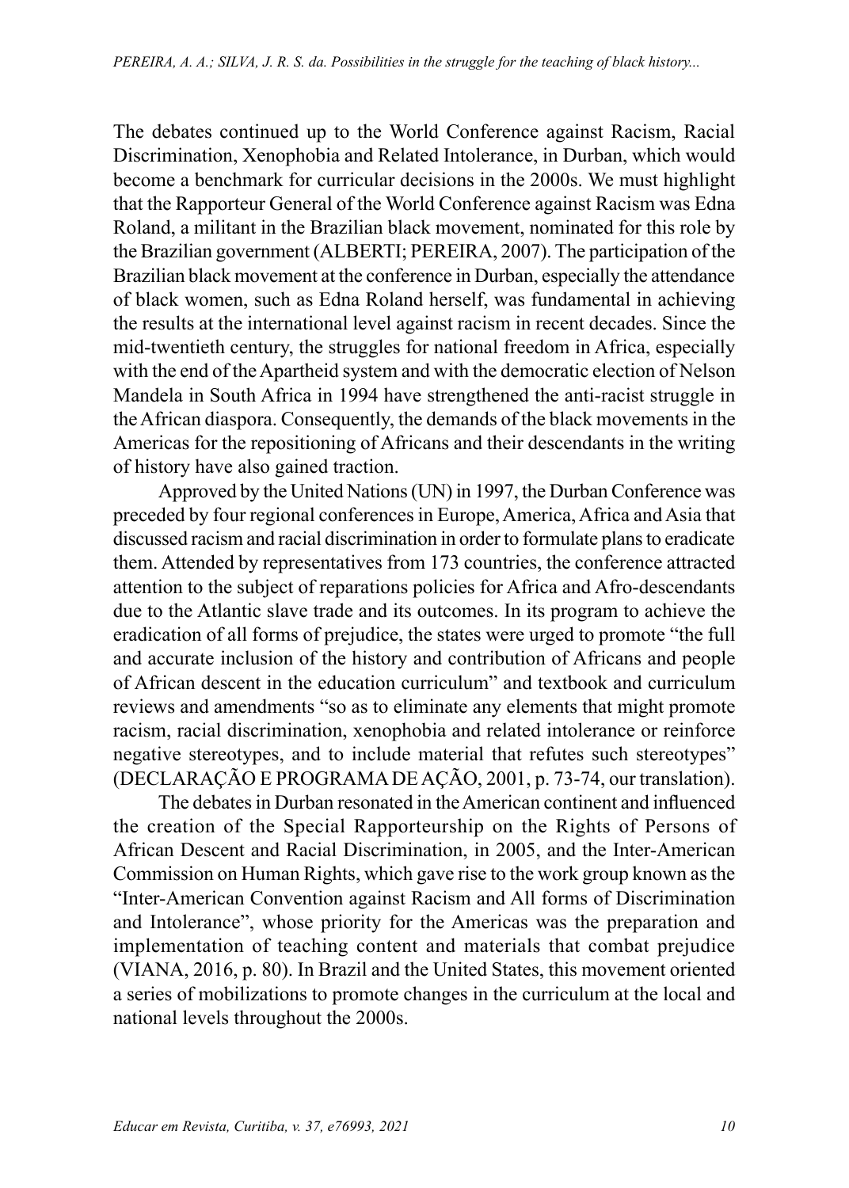The debates continued up to the World Conference against Racism, Racial Discrimination, Xenophobia and Related Intolerance, in Durban, which would become a benchmark for curricular decisions in the 2000s. We must highlight that the Rapporteur General of the World Conference against Racism was Edna Roland, a militant in the Brazilian black movement, nominated for this role by the Brazilian government (ALBERTI; PEREIRA, 2007). The participation of the Brazilian black movement at the conference in Durban, especially the attendance of black women, such as Edna Roland herself, was fundamental in achieving the results at the international level against racism in recent decades. Since the mid-twentieth century, the struggles for national freedom in Africa, especially with the end of the Apartheid system and with the democratic election of Nelson Mandela in South Africa in 1994 have strengthened the anti-racist struggle in the African diaspora. Consequently, the demands of the black movements in the Americas for the repositioning of Africans and their descendants in the writing of history have also gained traction.

Approved by the United Nations (UN) in 1997, the Durban Conference was preceded by four regional conferences in Europe, America, Africa and Asia that discussed racism and racial discrimination in order to formulate plans to eradicate them. Attended by representatives from 173 countries, the conference attracted attention to the subject of reparations policies for Africa and Afro-descendants due to the Atlantic slave trade and its outcomes. In its program to achieve the eradication of all forms of prejudice, the states were urged to promote "the full and accurate inclusion of the history and contribution of Africans and people of African descent in the education curriculum" and textbook and curriculum reviews and amendments "so as to eliminate any elements that might promote racism, racial discrimination, xenophobia and related intolerance or reinforce negative stereotypes, and to include material that refutes such stereotypes" (DECLARAÇÃO E PROGRAMA DE AÇÃO, 2001, p. 73-74, our translation).

The debates in Durban resonated in the American continent and influenced the creation of the Special Rapporteurship on the Rights of Persons of African Descent and Racial Discrimination, in 2005, and the Inter-American Commission on Human Rights, which gave rise to the work group known as the "Inter-American Convention against Racism and All forms of Discrimination and Intolerance", whose priority for the Americas was the preparation and implementation of teaching content and materials that combat prejudice (VIANA, 2016, p. 80). In Brazil and the United States, this movement oriented a series of mobilizations to promote changes in the curriculum at the local and national levels throughout the 2000s.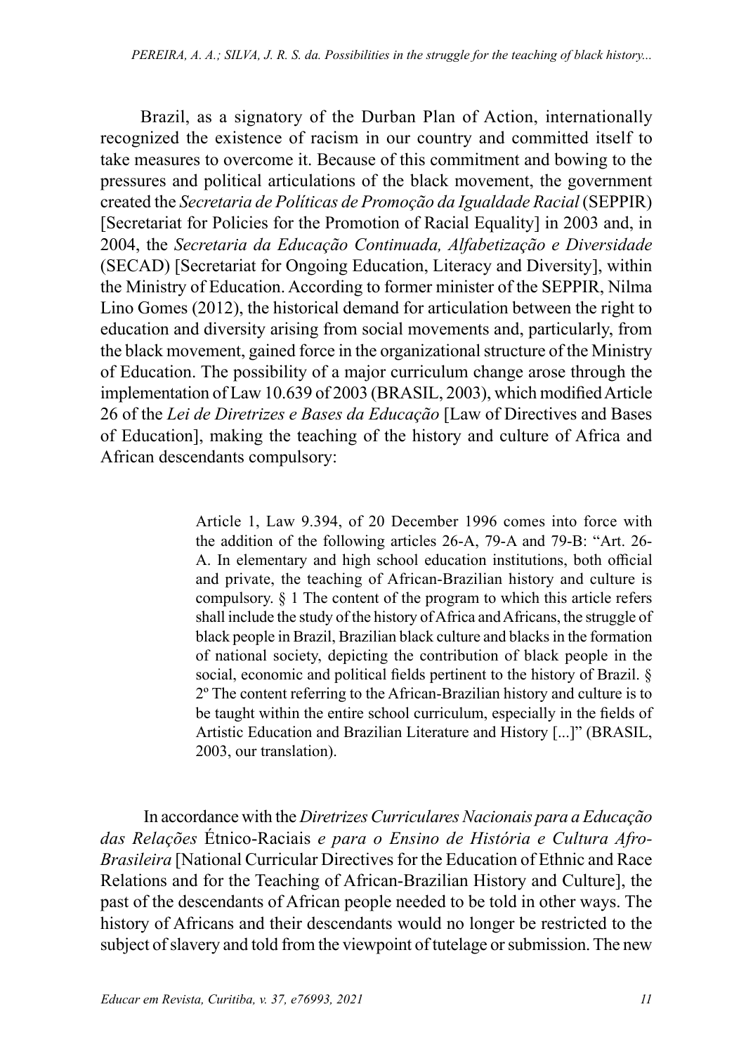Brazil, as a signatory of the Durban Plan of Action, internationally recognized the existence of racism in our country and committed itself to take measures to overcome it. Because of this commitment and bowing to the pressures and political articulations of the black movement, the government created the *Secretaria de Políticas de Promoção da Igualdade Racial* (SEPPIR) [Secretariat for Policies for the Promotion of Racial Equality] in 2003 and, in 2004, the *Secretaria da Educação Continuada, Alfabetização e Diversidade* (SECAD) [Secretariat for Ongoing Education, Literacy and Diversity], within the Ministry of Education. According to former minister of the SEPPIR, Nilma Lino Gomes (2012), the historical demand for articulation between the right to education and diversity arising from social movements and, particularly, from the black movement, gained force in the organizational structure of the Ministry of Education. The possibility of a major curriculum change arose through the implementation of Law 10.639 of 2003 (BRASIL, 2003), which modified Article 26 of the *Lei de Diretrizes e Bases da Educação* [Law of Directives and Bases of Education], making the teaching of the history and culture of Africa and African descendants compulsory:

> Article 1, Law 9.394, of 20 December 1996 comes into force with the addition of the following articles 26-A, 79-A and 79-B: "Art. 26-A. In elementary and high school education institutions, both official and private, the teaching of African-Brazilian history and culture is compulsory. § 1 The content of the program to which this article refers shall include the study of the history of Africa and Africans, the struggle of black people in Brazil, Brazilian black culture and blacks in the formation of national society, depicting the contribution of black people in the social, economic and political fields pertinent to the history of Brazil. § 2º The content referring to the African-Brazilian history and culture is to be taught within the entire school curriculum, especially in the fields of Artistic Education and Brazilian Literature and History [...]" (BRASIL, 2003, our translation).

In accordance with the *Diretrizes Curriculares Nacionais para a Educação das Relações* Étnico-Raciais *e para o Ensino de História e Cultura Afro-Brasileira* [National Curricular Directives for the Education of Ethnic and Race Relations and for the Teaching of African-Brazilian History and Culture], the past of the descendants of African people needed to be told in other ways. The history of Africans and their descendants would no longer be restricted to the subject of slavery and told from the viewpoint of tutelage or submission. The new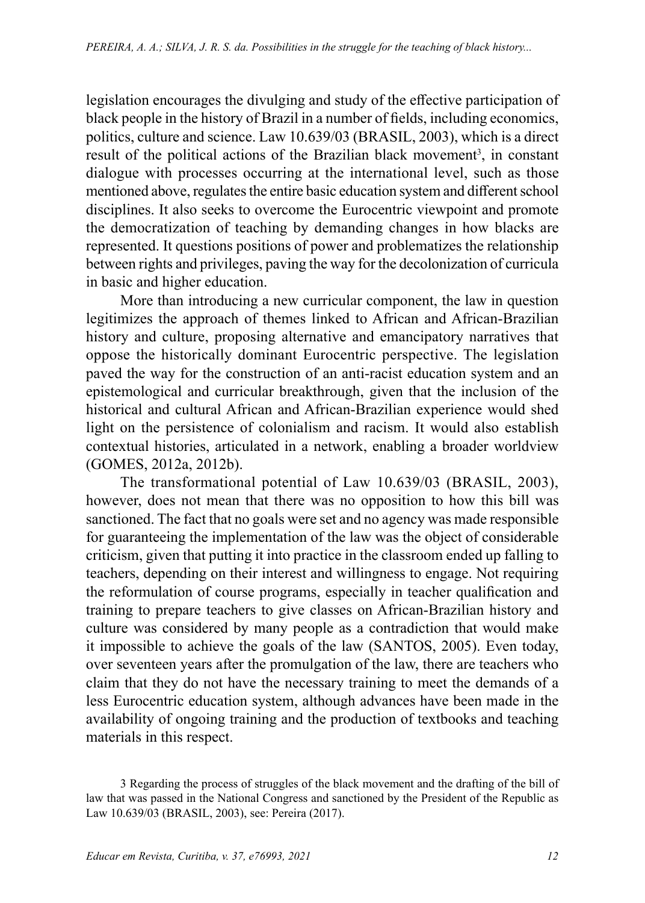legislation encourages the divulging and study of the effective participation of black people in the history of Brazil in a number of fields, including economics, politics, culture and science. Law 10.639/03 (BRASIL, 2003), which is a direct result of the political actions of the Brazilian black movement[3], in constant dialogue with processes occurring at the international level, such as those mentioned above, regulates the entire basic education system and different school disciplines. It also seeks to overcome the Eurocentric viewpoint and promote the democratization of teaching by demanding changes in how blacks are represented. It questions positions of power and problematizes the relationship between rights and privileges, paving the way for the decolonization of curricula in basic and higher education.

More than introducing a new curricular component, the law in question legitimizes the approach of themes linked to African and African-Brazilian history and culture, proposing alternative and emancipatory narratives that oppose the historically dominant Eurocentric perspective. The legislation paved the way for the construction of an anti-racist education system and an epistemological and curricular breakthrough, given that the inclusion of the historical and cultural African and African-Brazilian experience would shed light on the persistence of colonialism and racism. It would also establish contextual histories, articulated in a network, enabling a broader worldview (GOMES, 2012a, 2012b).

The transformational potential of Law 10.639/03 (BRASIL, 2003), however, does not mean that there was no opposition to how this bill was sanctioned. The fact that no goals were set and no agency was made responsible for guaranteeing the implementation of the law was the object of considerable criticism, given that putting it into practice in the classroom ended up falling to teachers, depending on their interest and willingness to engage. Not requiring the reformulation of course programs, especially in teacher qualification and training to prepare teachers to give classes on African-Brazilian history and culture was considered by many people as a contradiction that would make it impossible to achieve the goals of the law (SANTOS, 2005). Even today, over seventeen years after the promulgation of the law, there are teachers who claim that they do not have the necessary training to meet the demands of a less Eurocentric education system, although advances have been made in the availability of ongoing training and the production of textbooks and teaching materials in this respect.

3 Regarding the process of struggles of the black movement and the drafting of the bill of law that was passed in the National Congress and sanctioned by the President of the Republic as Law 10.639/03 (BRASIL, 2003), see: Pereira (2017).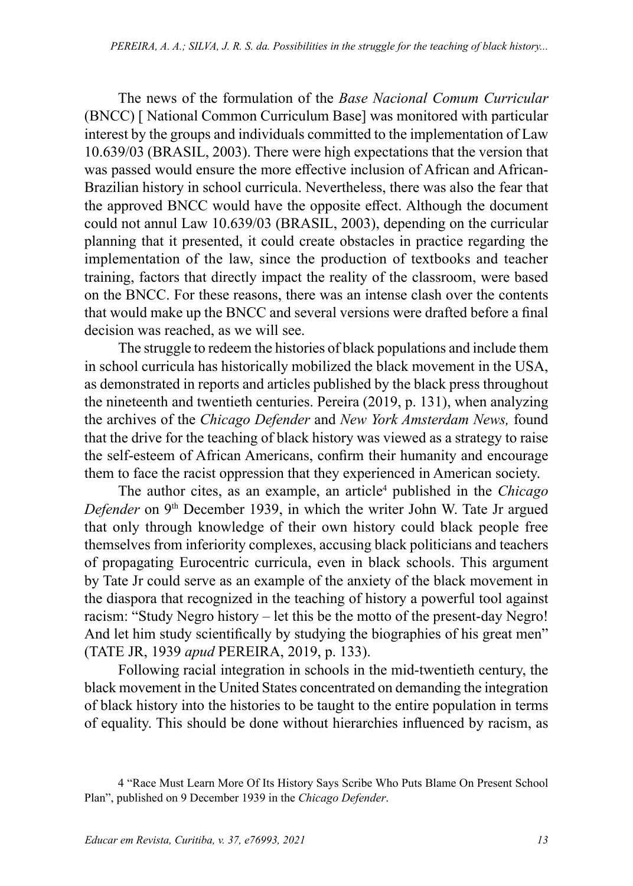The news of the formulation of the *Base Nacional Comum Curricular* (BNCC) [ National Common Curriculum Base] was monitored with particular interest by the groups and individuals committed to the implementation of Law 10.639/03 (BRASIL, 2003). There were high expectations that the version that was passed would ensure the more effective inclusion of African and African-Brazilian history in school curricula. Nevertheless, there was also the fear that the approved BNCC would have the opposite effect. Although the document could not annul Law 10.639/03 (BRASIL, 2003), depending on the curricular planning that it presented, it could create obstacles in practice regarding the implementation of the law, since the production of textbooks and teacher training, factors that directly impact the reality of the classroom, were based on the BNCC. For these reasons, there was an intense clash over the contents that would make up the BNCC and several versions were drafted before a final decision was reached, as we will see.

The struggle to redeem the histories of black populations and include them in school curricula has historically mobilized the black movement in the USA, as demonstrated in reports and articles published by the black press throughout the nineteenth and twentieth centuries. Pereira (2019, p. 131), when analyzing the archives of the *Chicago Defender* and *New York Amsterdam News,* found that the drive for the teaching of black history was viewed as a strategy to raise the self-esteem of African Americans, confirm their humanity and encourage them to face the racist oppression that they experienced in American society.

The author cites, as an example, an article[4] published in the *Chicago Defender* on 9th December 1939, in which the writer John W. Tate Jr argued that only through knowledge of their own history could black people free themselves from inferiority complexes, accusing black politicians and teachers of propagating Eurocentric curricula, even in black schools. This argument by Tate Jr could serve as an example of the anxiety of the black movement in the diaspora that recognized in the teaching of history a powerful tool against racism: "Study Negro history – let this be the motto of the present-day Negro! And let him study scientifically by studying the biographies of his great men" (TATE JR, 1939 *apud* PEREIRA, 2019, p. 133).

Following racial integration in schools in the mid-twentieth century, the black movement in the United States concentrated on demanding the integration of black history into the histories to be taught to the entire population in terms of equality. This should be done without hierarchies influenced by racism, as

4 "Race Must Learn More Of Its History Says Scribe Who Puts Blame On Present School Plan", published on 9 December 1939 in the *Chicago Defender*.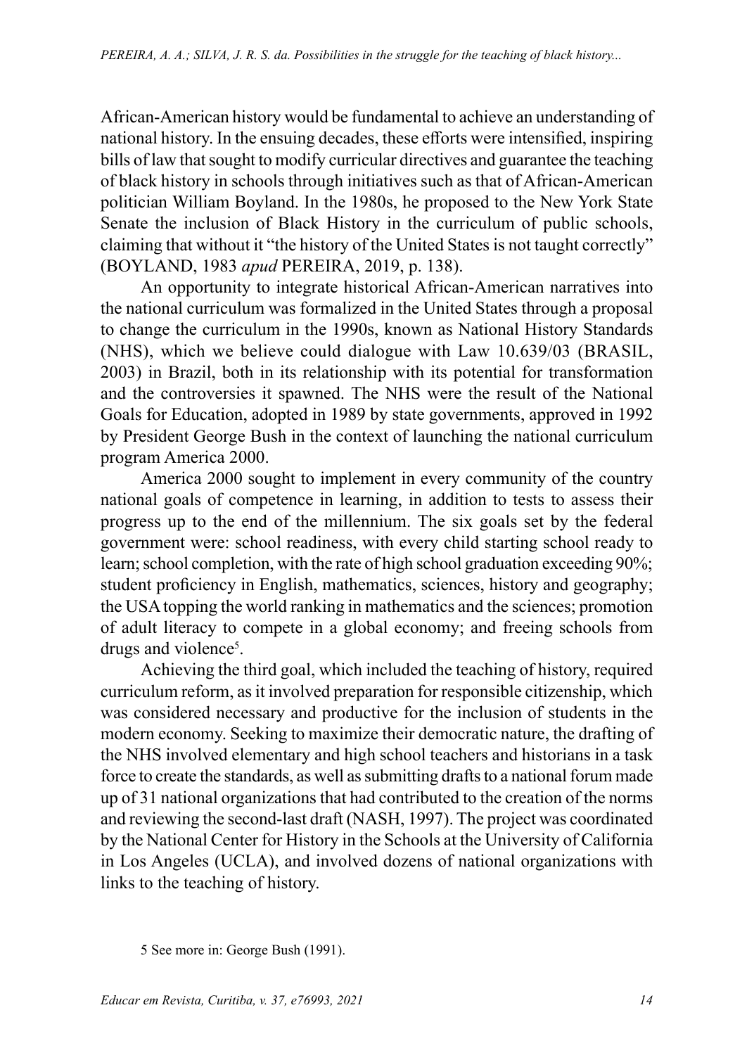African-American history would be fundamental to achieve an understanding of national history. In the ensuing decades, these efforts were intensified, inspiring bills of law that sought to modify curricular directives and guarantee the teaching of black history in schools through initiatives such as that of African-American politician William Boyland. In the 1980s, he proposed to the New York State Senate the inclusion of Black History in the curriculum of public schools, claiming that without it "the history of the United States is not taught correctly" (BOYLAND, 1983 *apud* PEREIRA, 2019, p. 138).

An opportunity to integrate historical African-American narratives into the national curriculum was formalized in the United States through a proposal to change the curriculum in the 1990s, known as National History Standards (NHS), which we believe could dialogue with Law 10.639/03 (BRASIL, 2003) in Brazil, both in its relationship with its potential for transformation and the controversies it spawned. The NHS were the result of the National Goals for Education, adopted in 1989 by state governments, approved in 1992 by President George Bush in the context of launching the national curriculum program America 2000.

America 2000 sought to implement in every community of the country national goals of competence in learning, in addition to tests to assess their progress up to the end of the millennium. The six goals set by the federal government were: school readiness, with every child starting school ready to learn; school completion, with the rate of high school graduation exceeding 90%; student proficiency in English, mathematics, sciences, history and geography; the USA topping the world ranking in mathematics and the sciences; promotion of adult literacy to compete in a global economy; and freeing schools from drugs and violence[5].

Achieving the third goal, which included the teaching of history, required curriculum reform, as it involved preparation for responsible citizenship, which was considered necessary and productive for the inclusion of students in the modern economy. Seeking to maximize their democratic nature, the drafting of the NHS involved elementary and high school teachers and historians in a task force to create the standards, as well as submitting drafts to a national forum made up of 31 national organizations that had contributed to the creation of the norms and reviewing the second-last draft (NASH, 1997). The project was coordinated by the National Center for History in the Schools at the University of California in Los Angeles (UCLA), and involved dozens of national organizations with links to the teaching of history.

5 See more in: George Bush (1991).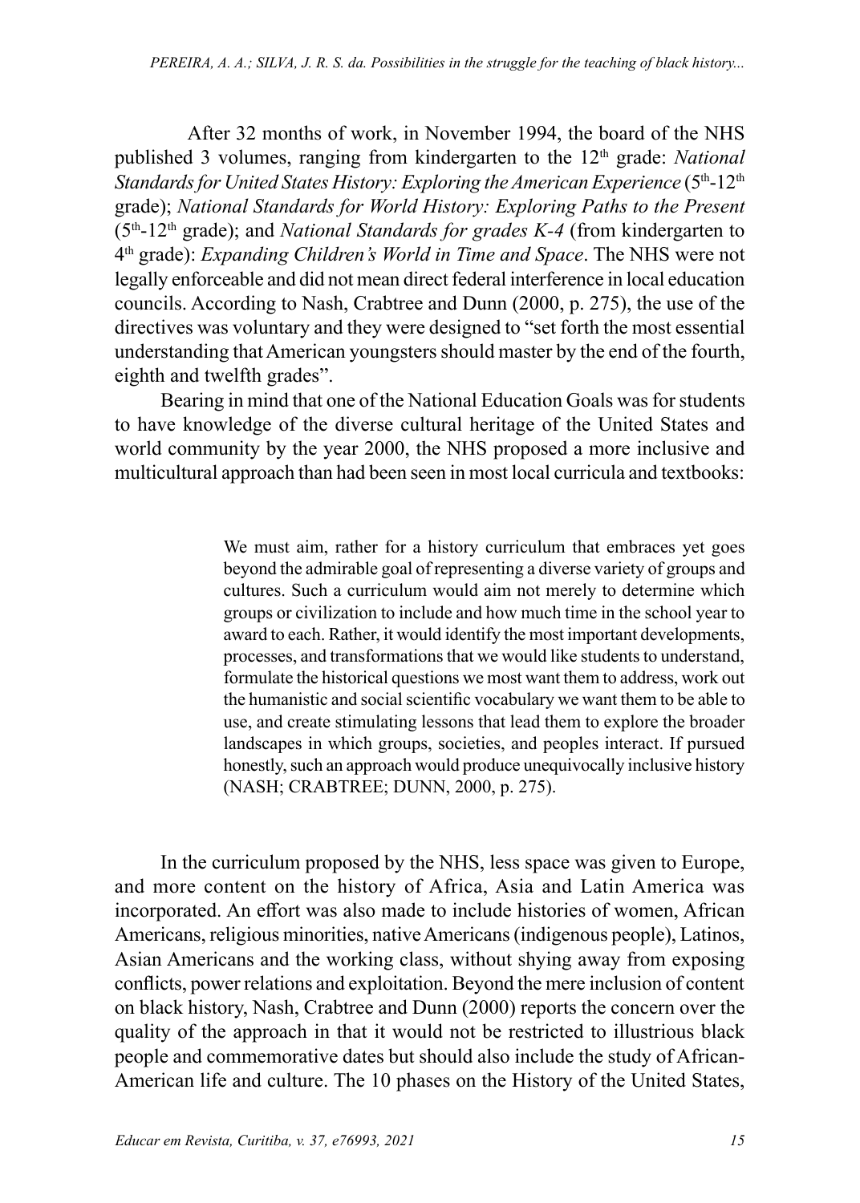After 32 months of work, in November 1994, the board of the NHS published 3 volumes, ranging from kindergarten to the 12th grade: *National Standards for United States History: Exploring the American Experience* (5th-12th grade); *National Standards for World History: Exploring Paths to the Present* (5th-12th grade); and *National Standards for grades K-4* (from kindergarten to 4th grade): *Expanding Children's World in Time and Space*. The NHS were not legally enforceable and did not mean direct federal interference in local education councils. According to Nash, Crabtree and Dunn (2000, p. 275), the use of the directives was voluntary and they were designed to "set forth the most essential understanding that American youngsters should master by the end of the fourth, eighth and twelfth grades".

Bearing in mind that one of the National Education Goals was for students to have knowledge of the diverse cultural heritage of the United States and world community by the year 2000, the NHS proposed a more inclusive and multicultural approach than had been seen in most local curricula and textbooks:

> We must aim, rather for a history curriculum that embraces yet goes beyond the admirable goal of representing a diverse variety of groups and cultures. Such a curriculum would aim not merely to determine which groups or civilization to include and how much time in the school year to award to each. Rather, it would identify the most important developments, processes, and transformations that we would like students to understand, formulate the historical questions we most want them to address, work out the humanistic and social scientific vocabulary we want them to be able to use, and create stimulating lessons that lead them to explore the broader landscapes in which groups, societies, and peoples interact. If pursued honestly, such an approach would produce unequivocally inclusive history (NASH; CRABTREE; DUNN, 2000, p. 275).

In the curriculum proposed by the NHS, less space was given to Europe, and more content on the history of Africa, Asia and Latin America was incorporated. An effort was also made to include histories of women, African Americans, religious minorities, native Americans (indigenous people), Latinos, Asian Americans and the working class, without shying away from exposing conflicts, power relations and exploitation. Beyond the mere inclusion of content on black history, Nash, Crabtree and Dunn (2000) reports the concern over the quality of the approach in that it would not be restricted to illustrious black people and commemorative dates but should also include the study of African-American life and culture. The 10 phases on the History of the United States,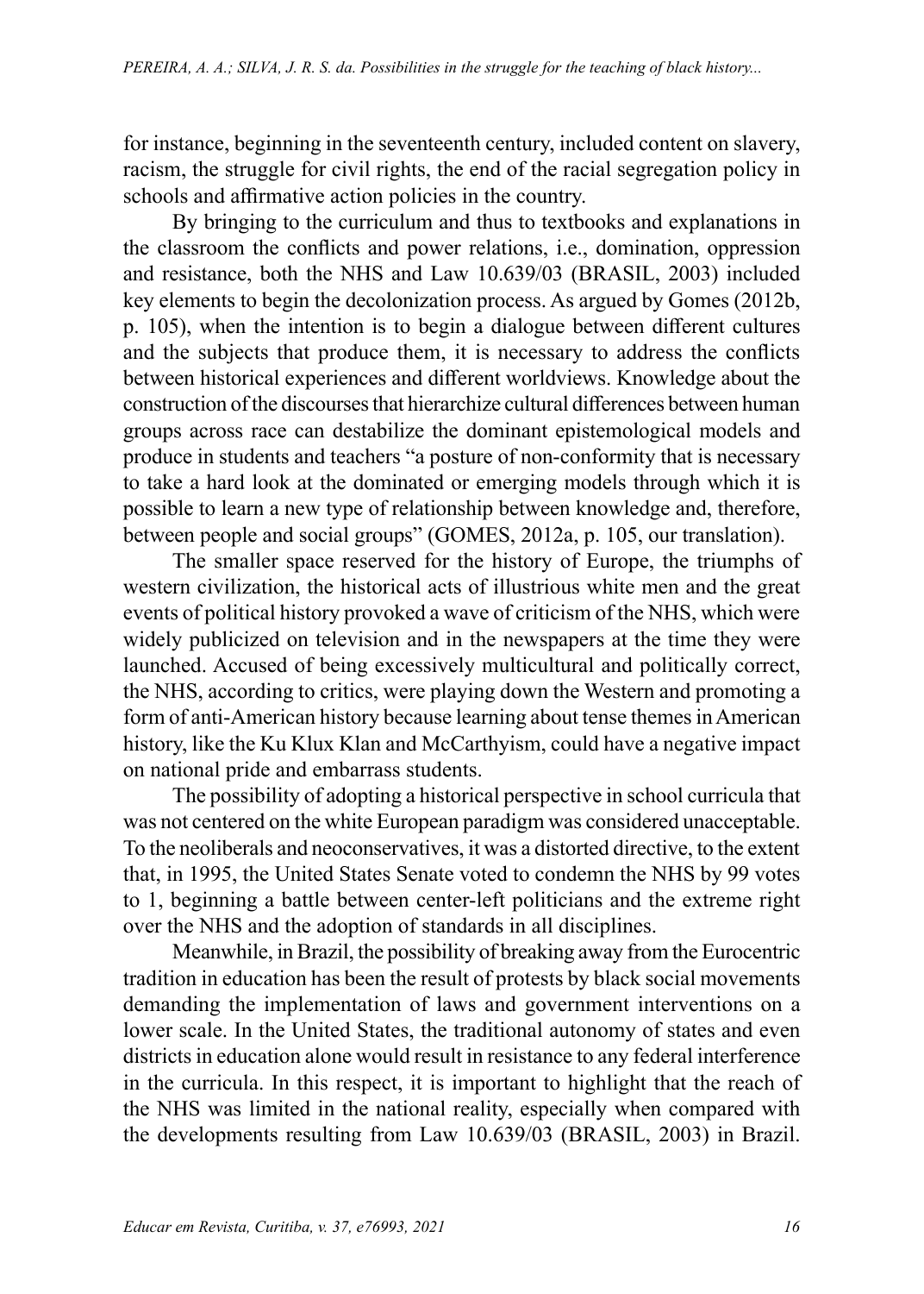for instance, beginning in the seventeenth century, included content on slavery, racism, the struggle for civil rights, the end of the racial segregation policy in schools and affirmative action policies in the country.

By bringing to the curriculum and thus to textbooks and explanations in the classroom the conflicts and power relations, i.e., domination, oppression and resistance, both the NHS and Law 10.639/03 (BRASIL, 2003) included key elements to begin the decolonization process. As argued by Gomes (2012b, p. 105), when the intention is to begin a dialogue between different cultures and the subjects that produce them, it is necessary to address the conflicts between historical experiences and different worldviews. Knowledge about the construction of the discourses that hierarchize cultural differences between human groups across race can destabilize the dominant epistemological models and produce in students and teachers "a posture of non-conformity that is necessary to take a hard look at the dominated or emerging models through which it is possible to learn a new type of relationship between knowledge and, therefore, between people and social groups" (GOMES, 2012a, p. 105, our translation).

The smaller space reserved for the history of Europe, the triumphs of western civilization, the historical acts of illustrious white men and the great events of political history provoked a wave of criticism of the NHS, which were widely publicized on television and in the newspapers at the time they were launched. Accused of being excessively multicultural and politically correct, the NHS, according to critics, were playing down the Western and promoting a form of anti-American history because learning about tense themes in American history, like the Ku Klux Klan and McCarthyism, could have a negative impact on national pride and embarrass students.

The possibility of adopting a historical perspective in school curricula that was not centered on the white European paradigm was considered unacceptable. To the neoliberals and neoconservatives, it was a distorted directive, to the extent that, in 1995, the United States Senate voted to condemn the NHS by 99 votes to 1, beginning a battle between center-left politicians and the extreme right over the NHS and the adoption of standards in all disciplines.

Meanwhile, in Brazil, the possibility of breaking away from the Eurocentric tradition in education has been the result of protests by black social movements demanding the implementation of laws and government interventions on a lower scale. In the United States, the traditional autonomy of states and even districts in education alone would result in resistance to any federal interference in the curricula. In this respect, it is important to highlight that the reach of the NHS was limited in the national reality, especially when compared with the developments resulting from Law 10.639/03 (BRASIL, 2003) in Brazil.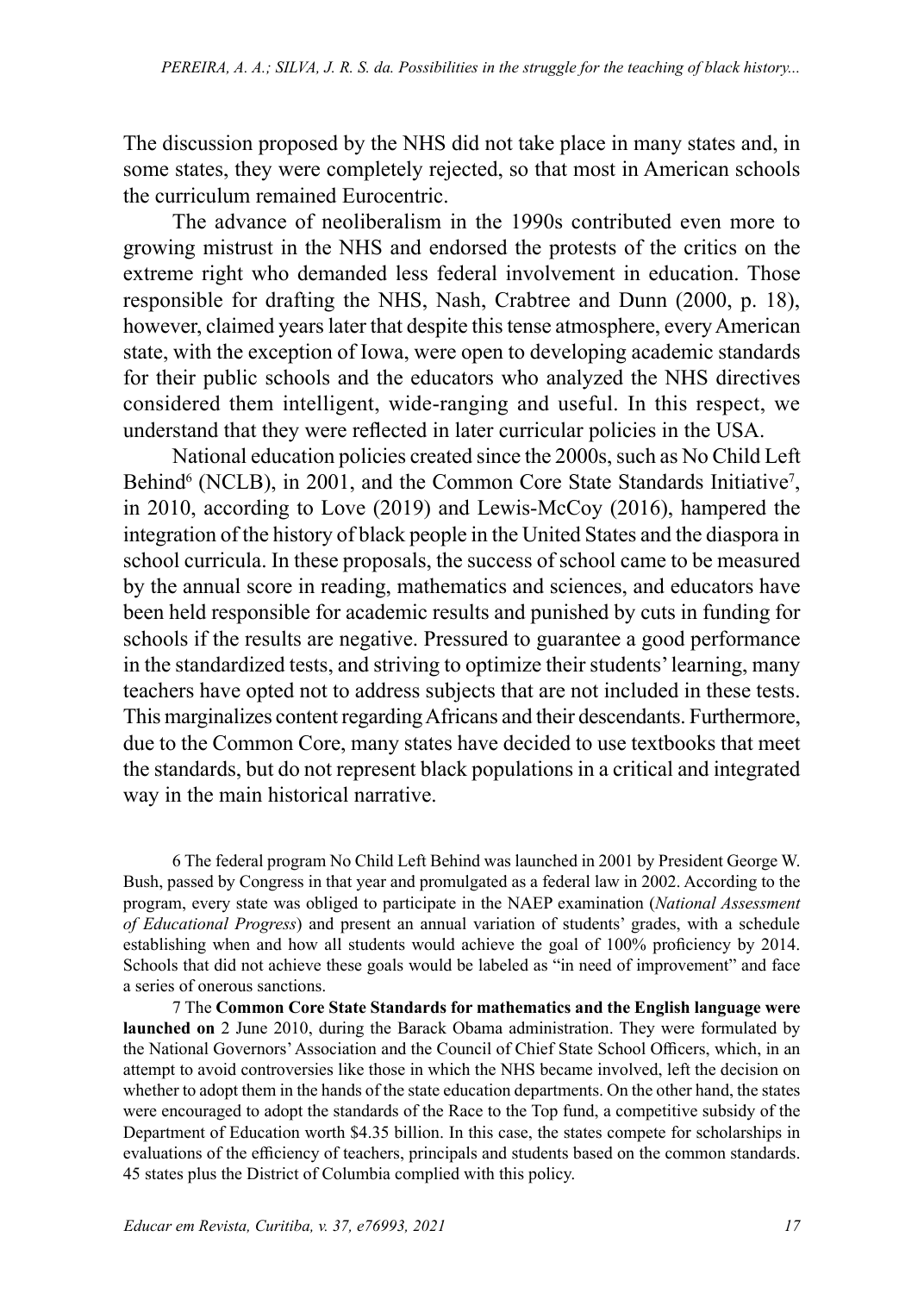The discussion proposed by the NHS did not take place in many states and, in some states, they were completely rejected, so that most in American schools the curriculum remained Eurocentric.

The advance of neoliberalism in the 1990s contributed even more to growing mistrust in the NHS and endorsed the protests of the critics on the extreme right who demanded less federal involvement in education. Those responsible for drafting the NHS, Nash, Crabtree and Dunn (2000, p. 18), however, claimed years later that despite this tense atmosphere, every American state, with the exception of Iowa, were open to developing academic standards for their public schools and the educators who analyzed the NHS directives considered them intelligent, wide-ranging and useful. In this respect, we understand that they were reflected in later curricular policies in the USA.

National education policies created since the 2000s, such as No Child Left Behind[6] (NCLB), in 2001, and the Common Core State Standards Initiative[7], in 2010, according to Love (2019) and Lewis-McCoy (2016), hampered the integration of the history of black people in the United States and the diaspora in school curricula. In these proposals, the success of school came to be measured by the annual score in reading, mathematics and sciences, and educators have been held responsible for academic results and punished by cuts in funding for schools if the results are negative. Pressured to guarantee a good performance in the standardized tests, and striving to optimize their students' learning, many teachers have opted not to address subjects that are not included in these tests. This marginalizes content regarding Africans and their descendants. Furthermore, due to the Common Core, many states have decided to use textbooks that meet the standards, but do not represent black populations in a critical and integrated way in the main historical narrative.

6 The federal program No Child Left Behind was launched in 2001 by President George W. Bush, passed by Congress in that year and promulgated as a federal law in 2002. According to the program, every state was obliged to participate in the NAEP examination (*National Assessment of Educational Progress*) and present an annual variation of students' grades, with a schedule establishing when and how all students would achieve the goal of 100% proficiency by 2014. Schools that did not achieve these goals would be labeled as "in need of improvement" and face a series of onerous sanctions.

7 The **Common Core State Standards for mathematics and the English language were launched on** 2 June 2010, during the Barack Obama administration. They were formulated by the National Governors' Association and the Council of Chief State School Officers, which, in an attempt to avoid controversies like those in which the NHS became involved, left the decision on whether to adopt them in the hands of the state education departments. On the other hand, the states were encouraged to adopt the standards of the Race to the Top fund, a competitive subsidy of the Department of Education worth $4.35 billion. In this case, the states compete for scholarships in evaluations of the efficiency of teachers, principals and students based on the common standards. 45 states plus the District of Columbia complied with this policy.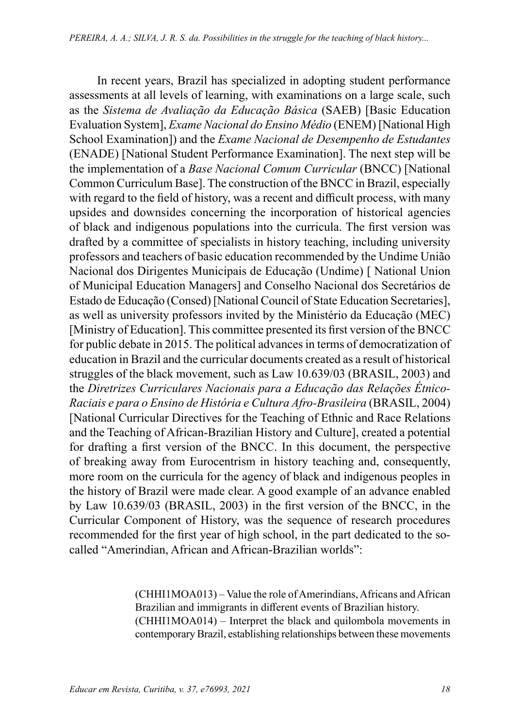In recent years, Brazil has specialized in adopting student performance assessments at all levels of learning, with examinations on a large scale, such as the *Sistema de Avaliação da Educação Básica* (SAEB) [Basic Education Evaluation System], *Exame Nacional do Ensino Médio* (ENEM) [National High School Examination]) and the *Exame Nacional de Desempenho de Estudantes* (ENADE) [National Student Performance Examination]. The next step will be the implementation of a *Base Nacional Comum Curricular* (BNCC) [National Common Curriculum Base]. The construction of the BNCC in Brazil, especially with regard to the field of history, was a recent and difficult process, with many upsides and downsides concerning the incorporation of historical agencies of black and indigenous populations into the curricula. The first version was drafted by a committee of specialists in history teaching, including university professors and teachers of basic education recommended by the Undime União Nacional dos Dirigentes Municipais de Educação (Undime) [ National Union of Municipal Education Managers] and Conselho Nacional dos Secretários de Estado de Educação (Consed) [National Council of State Education Secretaries], as well as university professors invited by the Ministério da Educação (MEC) [Ministry of Education]. This committee presented its first version of the BNCC for public debate in 2015. The political advances in terms of democratization of education in Brazil and the curricular documents created as a result of historical struggles of the black movement, such as Law 10.639/03 (BRASIL, 2003) and the *Diretrizes Curriculares Nacionais para a Educação das Relações Étnico-Raciais e para o Ensino de História e Cultura Afro-Brasileira* (BRASIL, 2004) [National Curricular Directives for the Teaching of Ethnic and Race Relations and the Teaching of African-Brazilian History and Culture], created a potential for drafting a first version of the BNCC. In this document, the perspective of breaking away from Eurocentrism in history teaching and, consequently, more room on the curricula for the agency of black and indigenous peoples in the history of Brazil were made clear. A good example of an advance enabled by Law 10.639/03 (BRASIL, 2003) in the first version of the BNCC, in the Curricular Component of History, was the sequence of research procedures recommended for the first year of high school, in the part dedicated to the so-called "Amerindian, African and African-Brazilian worlds":

> (CHHI1MOA013) – Value the role of Amerindians, Africans and African Brazilian and immigrants in different events of Brazilian history.
> (CHHI1MOA014) – Interpret the black and quilombola movements in contemporary Brazil, establishing relationships between these movements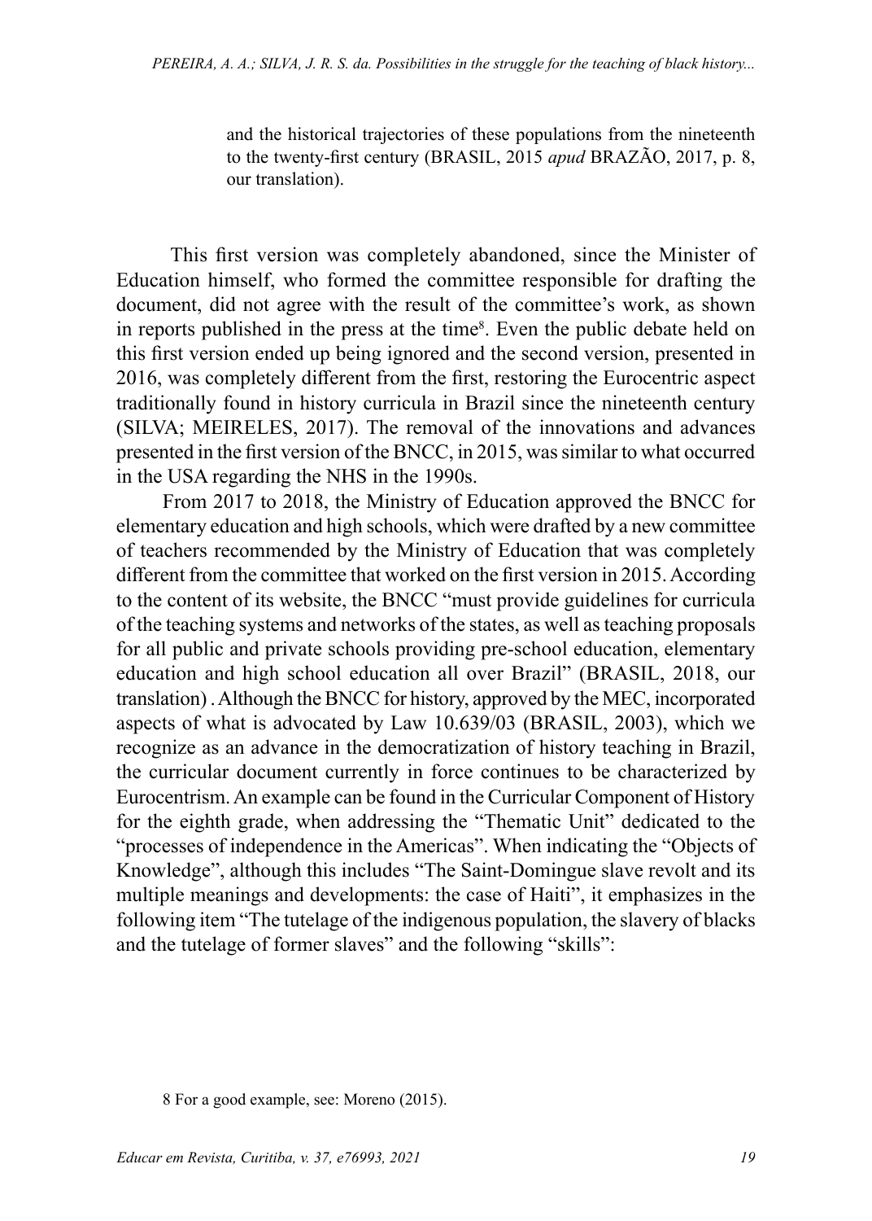> and the historical trajectories of these populations from the nineteenth to the twenty-first century (BRASIL, 2015 *apud* BRAZÃO, 2017, p. 8, our translation).

This first version was completely abandoned, since the Minister of Education himself, who formed the committee responsible for drafting the document, did not agree with the result of the committee's work, as shown in reports published in the press at the time[8]. Even the public debate held on this first version ended up being ignored and the second version, presented in 2016, was completely different from the first, restoring the Eurocentric aspect traditionally found in history curricula in Brazil since the nineteenth century (SILVA; MEIRELES, 2017). The removal of the innovations and advances presented in the first version of the BNCC, in 2015, was similar to what occurred in the USA regarding the NHS in the 1990s.

From 2017 to 2018, the Ministry of Education approved the BNCC for elementary education and high schools, which were drafted by a new committee of teachers recommended by the Ministry of Education that was completely different from the committee that worked on the first version in 2015. According to the content of its website, the BNCC "must provide guidelines for curricula of the teaching systems and networks of the states, as well as teaching proposals for all public and private schools providing pre-school education, elementary education and high school education all over Brazil" (BRASIL, 2018, our translation) . Although the BNCC for history, approved by the MEC, incorporated aspects of what is advocated by Law 10.639/03 (BRASIL, 2003), which we recognize as an advance in the democratization of history teaching in Brazil, the curricular document currently in force continues to be characterized by Eurocentrism. An example can be found in the Curricular Component of History for the eighth grade, when addressing the "Thematic Unit" dedicated to the "processes of independence in the Americas". When indicating the "Objects of Knowledge", although this includes "The Saint-Domingue slave revolt and its multiple meanings and developments: the case of Haiti", it emphasizes in the following item "The tutelage of the indigenous population, the slavery of blacks and the tutelage of former slaves" and the following "skills":

8 For a good example, see: Moreno (2015).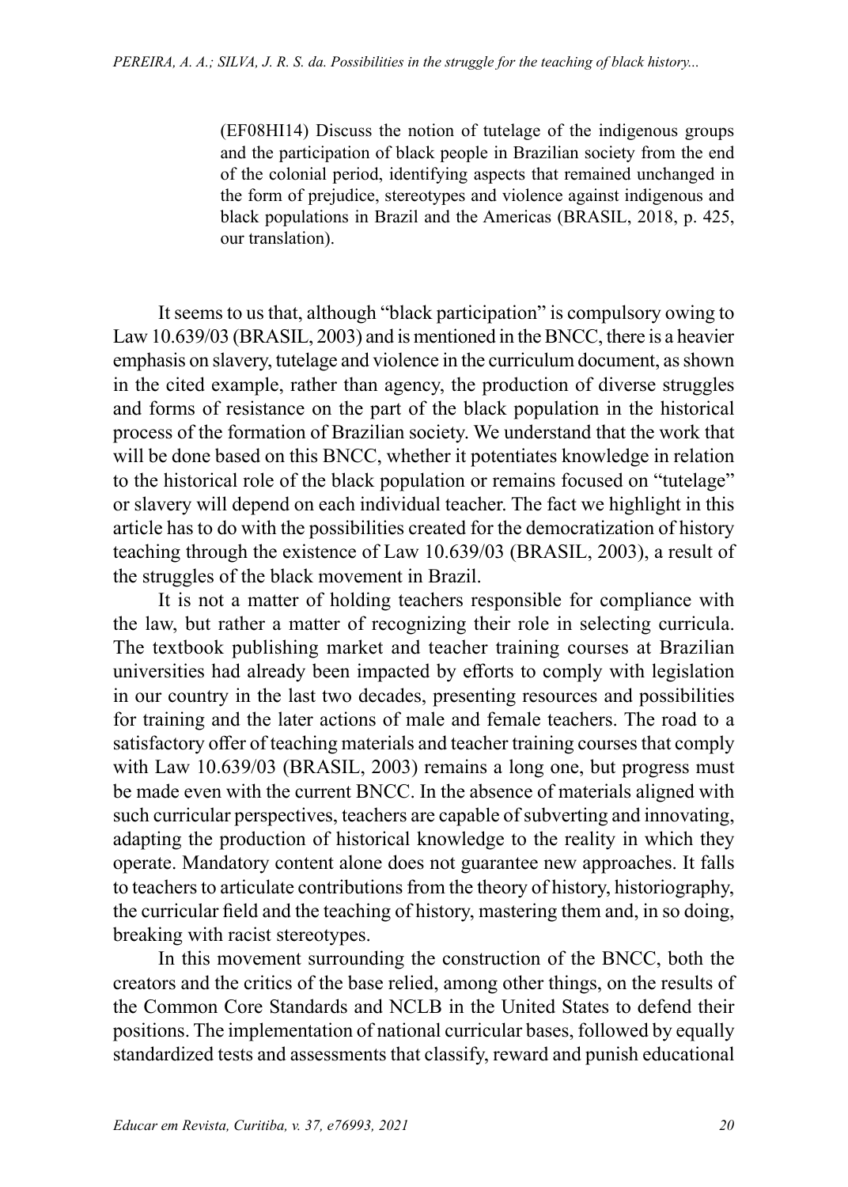> (EF08HI14) Discuss the notion of tutelage of the indigenous groups and the participation of black people in Brazilian society from the end of the colonial period, identifying aspects that remained unchanged in the form of prejudice, stereotypes and violence against indigenous and black populations in Brazil and the Americas (BRASIL, 2018, p. 425, our translation).

It seems to us that, although "black participation" is compulsory owing to Law 10.639/03 (BRASIL, 2003) and is mentioned in the BNCC, there is a heavier emphasis on slavery, tutelage and violence in the curriculum document, as shown in the cited example, rather than agency, the production of diverse struggles and forms of resistance on the part of the black population in the historical process of the formation of Brazilian society. We understand that the work that will be done based on this BNCC, whether it potentiates knowledge in relation to the historical role of the black population or remains focused on "tutelage" or slavery will depend on each individual teacher. The fact we highlight in this article has to do with the possibilities created for the democratization of history teaching through the existence of Law 10.639/03 (BRASIL, 2003), a result of the struggles of the black movement in Brazil.

It is not a matter of holding teachers responsible for compliance with the law, but rather a matter of recognizing their role in selecting curricula. The textbook publishing market and teacher training courses at Brazilian universities had already been impacted by efforts to comply with legislation in our country in the last two decades, presenting resources and possibilities for training and the later actions of male and female teachers. The road to a satisfactory offer of teaching materials and teacher training courses that comply with Law 10.639/03 (BRASIL, 2003) remains a long one, but progress must be made even with the current BNCC. In the absence of materials aligned with such curricular perspectives, teachers are capable of subverting and innovating, adapting the production of historical knowledge to the reality in which they operate. Mandatory content alone does not guarantee new approaches. It falls to teachers to articulate contributions from the theory of history, historiography, the curricular field and the teaching of history, mastering them and, in so doing, breaking with racist stereotypes.

In this movement surrounding the construction of the BNCC, both the creators and the critics of the base relied, among other things, on the results of the Common Core Standards and NCLB in the United States to defend their positions. The implementation of national curricular bases, followed by equally standardized tests and assessments that classify, reward and punish educational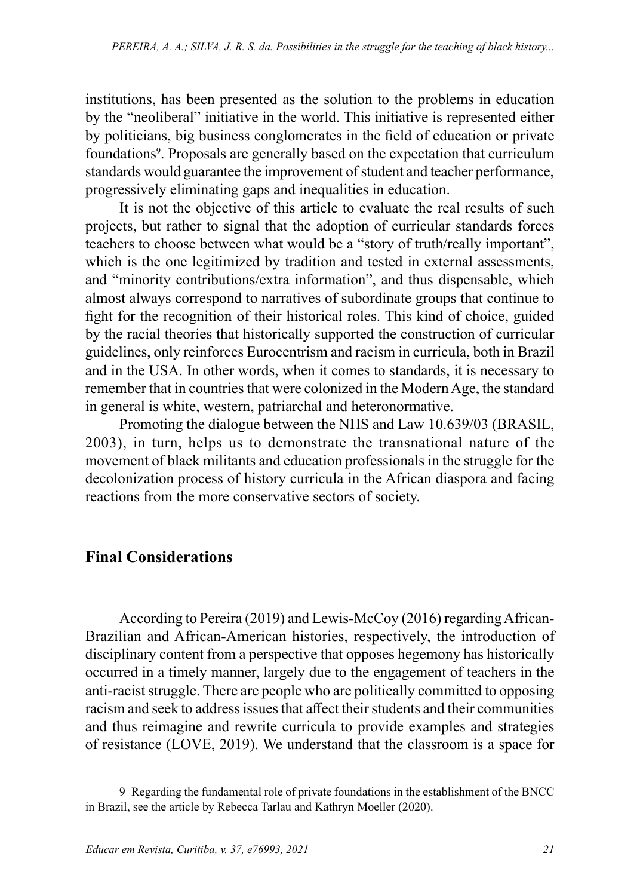institutions, has been presented as the solution to the problems in education by the "neoliberal" initiative in the world. This initiative is represented either by politicians, big business conglomerates in the field of education or private foundations[9]. Proposals are generally based on the expectation that curriculum standards would guarantee the improvement of student and teacher performance, progressively eliminating gaps and inequalities in education.

It is not the objective of this article to evaluate the real results of such projects, but rather to signal that the adoption of curricular standards forces teachers to choose between what would be a "story of truth/really important", which is the one legitimized by tradition and tested in external assessments, and "minority contributions/extra information", and thus dispensable, which almost always correspond to narratives of subordinate groups that continue to fight for the recognition of their historical roles. This kind of choice, guided by the racial theories that historically supported the construction of curricular guidelines, only reinforces Eurocentrism and racism in curricula, both in Brazil and in the USA. In other words, when it comes to standards, it is necessary to remember that in countries that were colonized in the Modern Age, the standard in general is white, western, patriarchal and heteronormative.

Promoting the dialogue between the NHS and Law 10.639/03 (BRASIL, 2003), in turn, helps us to demonstrate the transnational nature of the movement of black militants and education professionals in the struggle for the decolonization process of history curricula in the African diaspora and facing reactions from the more conservative sectors of society.

## Final Considerations

According to Pereira (2019) and Lewis-McCoy (2016) regarding African-Brazilian and African-American histories, respectively, the introduction of disciplinary content from a perspective that opposes hegemony has historically occurred in a timely manner, largely due to the engagement of teachers in the anti-racist struggle. There are people who are politically committed to opposing racism and seek to address issues that affect their students and their communities and thus reimagine and rewrite curricula to provide examples and strategies of resistance (LOVE, 2019). We understand that the classroom is a space for

9 Regarding the fundamental role of private foundations in the establishment of the BNCC in Brazil, see the article by Rebecca Tarlau and Kathryn Moeller (2020).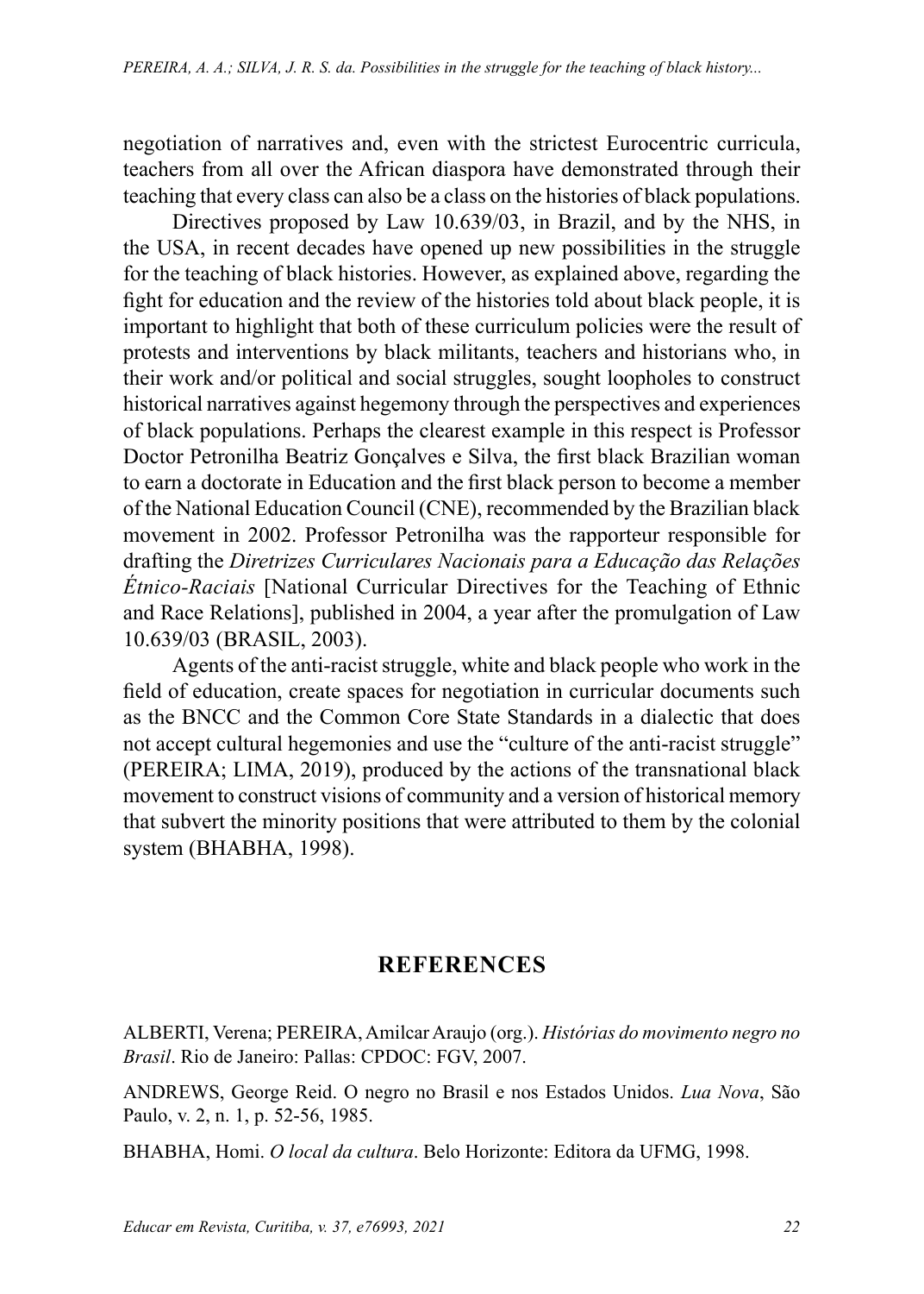negotiation of narratives and, even with the strictest Eurocentric curricula, teachers from all over the African diaspora have demonstrated through their teaching that every class can also be a class on the histories of black populations.

Directives proposed by Law 10.639/03, in Brazil, and by the NHS, in the USA, in recent decades have opened up new possibilities in the struggle for the teaching of black histories. However, as explained above, regarding the fight for education and the review of the histories told about black people, it is important to highlight that both of these curriculum policies were the result of protests and interventions by black militants, teachers and historians who, in their work and/or political and social struggles, sought loopholes to construct historical narratives against hegemony through the perspectives and experiences of black populations. Perhaps the clearest example in this respect is Professor Doctor Petronilha Beatriz Gonçalves e Silva, the first black Brazilian woman to earn a doctorate in Education and the first black person to become a member of the National Education Council (CNE), recommended by the Brazilian black movement in 2002. Professor Petronilha was the rapporteur responsible for drafting the *Diretrizes Curriculares Nacionais para a Educação das Relações Étnico-Raciais* [National Curricular Directives for the Teaching of Ethnic and Race Relations], published in 2004, a year after the promulgation of Law 10.639/03 (BRASIL, 2003).

Agents of the anti-racist struggle, white and black people who work in the field of education, create spaces for negotiation in curricular documents such as the BNCC and the Common Core State Standards in a dialectic that does not accept cultural hegemonies and use the "culture of the anti-racist struggle" (PEREIRA; LIMA, 2019), produced by the actions of the transnational black movement to construct visions of community and a version of historical memory that subvert the minority positions that were attributed to them by the colonial system (BHABHA, 1998).

## REFERENCES

ALBERTI, Verena; PEREIRA, Amilcar Araujo (org.). *Histórias do movimento negro no Brasil*. Rio de Janeiro: Pallas: CPDOC: FGV, 2007.

ANDREWS, George Reid. O negro no Brasil e nos Estados Unidos. *Lua Nova*, São Paulo, v. 2, n. 1, p. 52-56, 1985.

BHABHA, Homi. *O local da cultura*. Belo Horizonte: Editora da UFMG, 1998.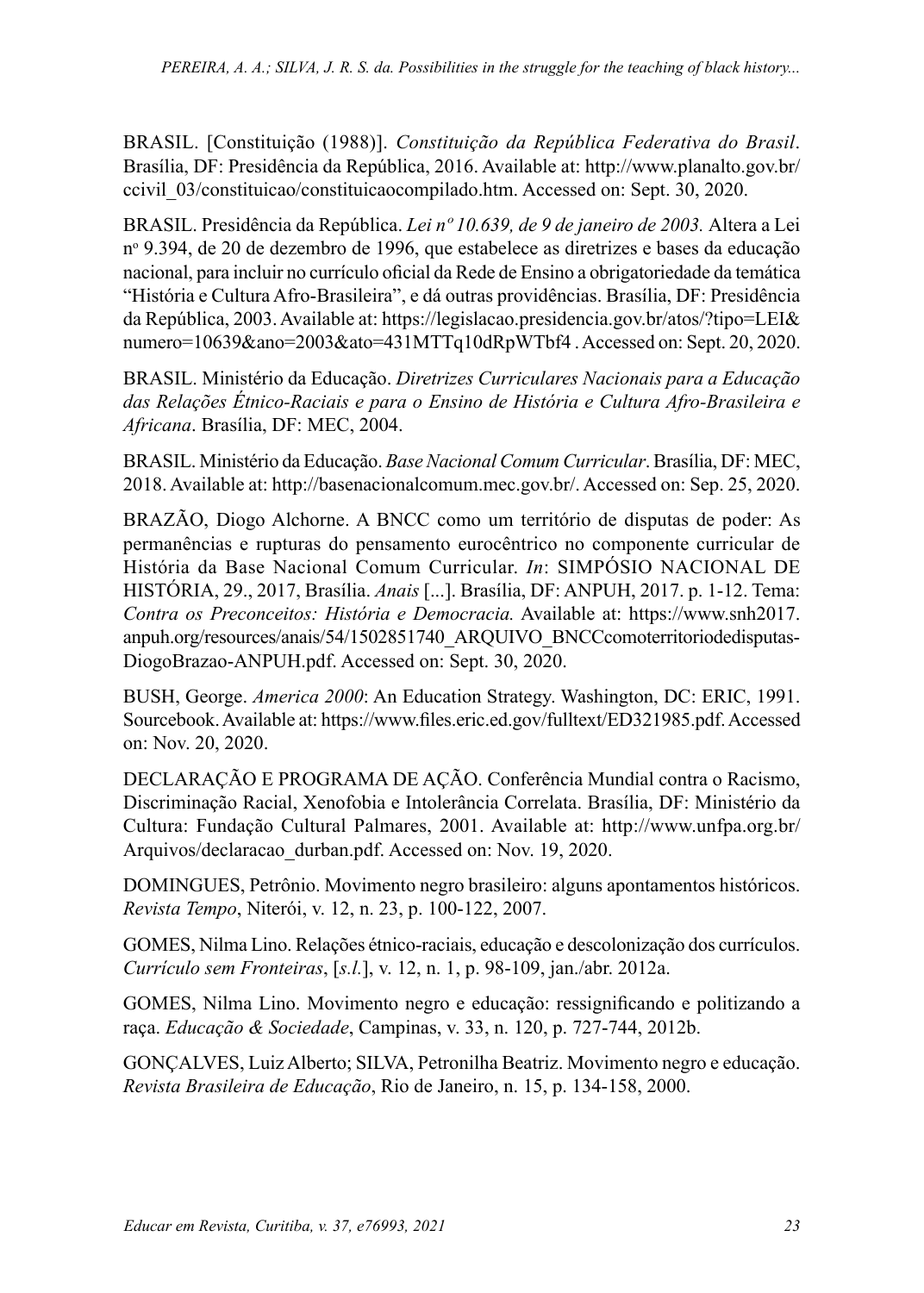BRASIL. [Constituição (1988)]. *Constituição da República Federativa do Brasil*. Brasília, DF: Presidência da República, 2016. Available at: http://www.planalto.gov.br/ccivil_03/constituicao/constituicaocompilado.htm. Accessed on: Sept. 30, 2020.

BRASIL. Presidência da República. *Lei nº 10.639, de 9 de janeiro de 2003.* Altera a Lei nº 9.394, de 20 de dezembro de 1996, que estabelece as diretrizes e bases da educação nacional, para incluir no currículo oficial da Rede de Ensino a obrigatoriedade da temática "História e Cultura Afro-Brasileira", e dá outras providências. Brasília, DF: Presidência da República, 2003. Available at: https://legislacao.presidencia.gov.br/atos/?tipo=LEI&numero=10639&ano=2003&ato=431MTTq10dRpWTbf4 . Accessed on: Sept. 20, 2020.

BRASIL. Ministério da Educação. *Diretrizes Curriculares Nacionais para a Educação das Relações Étnico-Raciais e para o Ensino de História e Cultura Afro-Brasileira e Africana*. Brasília, DF: MEC, 2004.

BRASIL. Ministério da Educação. *Base Nacional Comum Curricular*. Brasília, DF: MEC, 2018. Available at: http://basenacionalcomum.mec.gov.br/. Accessed on: Sep. 25, 2020.

BRAZÃO, Diogo Alchorne. A BNCC como um território de disputas de poder: As permanências e rupturas do pensamento eurocêntrico no componente curricular de História da Base Nacional Comum Curricular. *In*: SIMPÓSIO NACIONAL DE HISTÓRIA, 29., 2017, Brasília. *Anais* [...]. Brasília, DF: ANPUH, 2017. p. 1-12. Tema: *Contra os Preconceitos: História e Democracia.* Available at: https://www.snh2017.anpuh.org/resources/anais/54/1502851740_ARQUIVO_BNCCcomoterritoriodedisputas-DiogoBrazao-ANPUH.pdf. Accessed on: Sept. 30, 2020.

BUSH, George. *America 2000*: An Education Strategy. Washington, DC: ERIC, 1991. Sourcebook. Available at: https://www.files.eric.ed.gov/fulltext/ED321985.pdf. Accessed on: Nov. 20, 2020.

DECLARAÇÃO E PROGRAMA DE AÇÃO. Conferência Mundial contra o Racismo, Discriminação Racial, Xenofobia e Intolerância Correlata. Brasília, DF: Ministério da Cultura: Fundação Cultural Palmares, 2001. Available at: http://www.unfpa.org.br/Arquivos/declaracao_durban.pdf. Accessed on: Nov. 19, 2020.

DOMINGUES, Petrônio. Movimento negro brasileiro: alguns apontamentos históricos. *Revista Tempo*, Niterói, v. 12, n. 23, p. 100-122, 2007.

GOMES, Nilma Lino. Relações étnico-raciais, educação e descolonização dos currículos. *Currículo sem Fronteiras*, [*s.l.*], v. 12, n. 1, p. 98-109, jan./abr. 2012a.

GOMES, Nilma Lino. Movimento negro e educação: ressignificando e politizando a raça. *Educação & Sociedade*, Campinas, v. 33, n. 120, p. 727-744, 2012b.

GONÇALVES, Luiz Alberto; SILVA, Petronilha Beatriz. Movimento negro e educação. *Revista Brasileira de Educação*, Rio de Janeiro, n. 15, p. 134-158, 2000.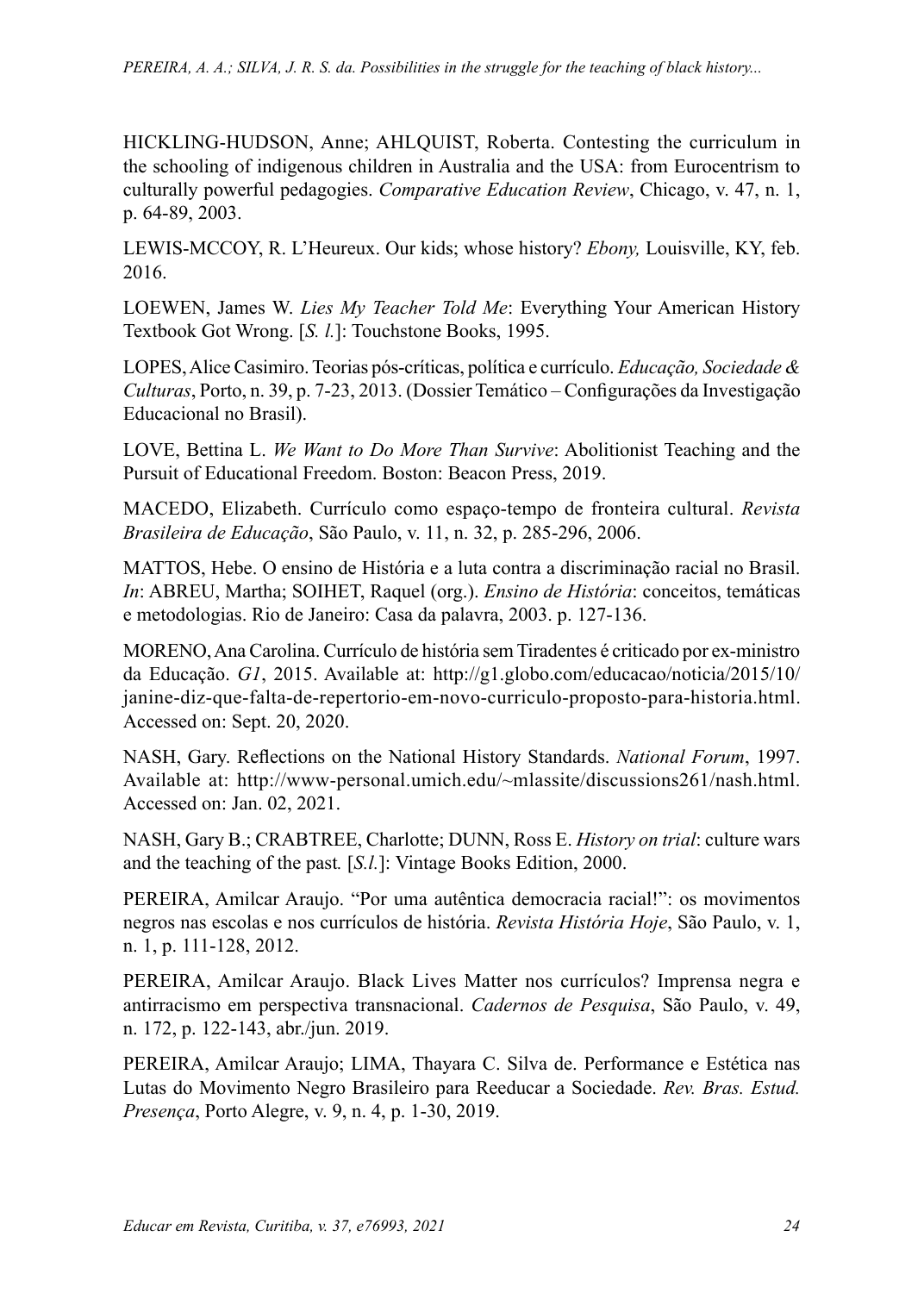HICKLING-HUDSON, Anne; AHLQUIST, Roberta. Contesting the curriculum in the schooling of indigenous children in Australia and the USA: from Eurocentrism to culturally powerful pedagogies. *Comparative Education Review*, Chicago, v. 47, n. 1, p. 64-89, 2003.

LEWIS-MCCOY, R. L'Heureux. Our kids; whose history? *Ebony,* Louisville, KY, feb. 2016.

LOEWEN, James W. *Lies My Teacher Told Me*: Everything Your American History Textbook Got Wrong. [*S. l.*]: Touchstone Books, 1995.

LOPES, Alice Casimiro. Teorias pós-críticas, política e currículo. *Educação, Sociedade & Culturas*, Porto, n. 39, p. 7-23, 2013. (Dossier Temático – Configurações da Investigação Educacional no Brasil).

LOVE, Bettina L. *We Want to Do More Than Survive*: Abolitionist Teaching and the Pursuit of Educational Freedom. Boston: Beacon Press, 2019.

MACEDO, Elizabeth. Currículo como espaço-tempo de fronteira cultural. *Revista Brasileira de Educação*, São Paulo, v. 11, n. 32, p. 285-296, 2006.

MATTOS, Hebe. O ensino de História e a luta contra a discriminação racial no Brasil. *In*: ABREU, Martha; SOIHET, Raquel (org.). *Ensino de História*: conceitos, temáticas e metodologias. Rio de Janeiro: Casa da palavra, 2003. p. 127-136.

MORENO, Ana Carolina. Currículo de história sem Tiradentes é criticado por ex-ministro da Educação. *G1*, 2015. Available at: http://g1.globo.com/educacao/noticia/2015/10/janine-diz-que-falta-de-repertorio-em-novo-curriculo-proposto-para-historia.html. Accessed on: Sept. 20, 2020.

NASH, Gary. Reflections on the National History Standards. *National Forum*, 1997. Available at: http://www-personal.umich.edu/~mlassite/discussions261/nash.html. Accessed on: Jan. 02, 2021.

NASH, Gary B.; CRABTREE, Charlotte; DUNN, Ross E. *History on trial*: culture wars and the teaching of the past*.* [*S.l.*]: Vintage Books Edition, 2000.

PEREIRA, Amilcar Araujo. "Por uma autêntica democracia racial!": os movimentos negros nas escolas e nos currículos de história. *Revista História Hoje*, São Paulo, v. 1, n. 1, p. 111-128, 2012.

PEREIRA, Amilcar Araujo. Black Lives Matter nos currículos? Imprensa negra e antirracismo em perspectiva transnacional. *Cadernos de Pesquisa*, São Paulo, v. 49, n. 172, p. 122-143, abr./jun. 2019.

PEREIRA, Amilcar Araujo; LIMA, Thayara C. Silva de. Performance e Estética nas Lutas do Movimento Negro Brasileiro para Reeducar a Sociedade. *Rev. Bras. Estud. Presença*, Porto Alegre, v. 9, n. 4, p. 1-30, 2019.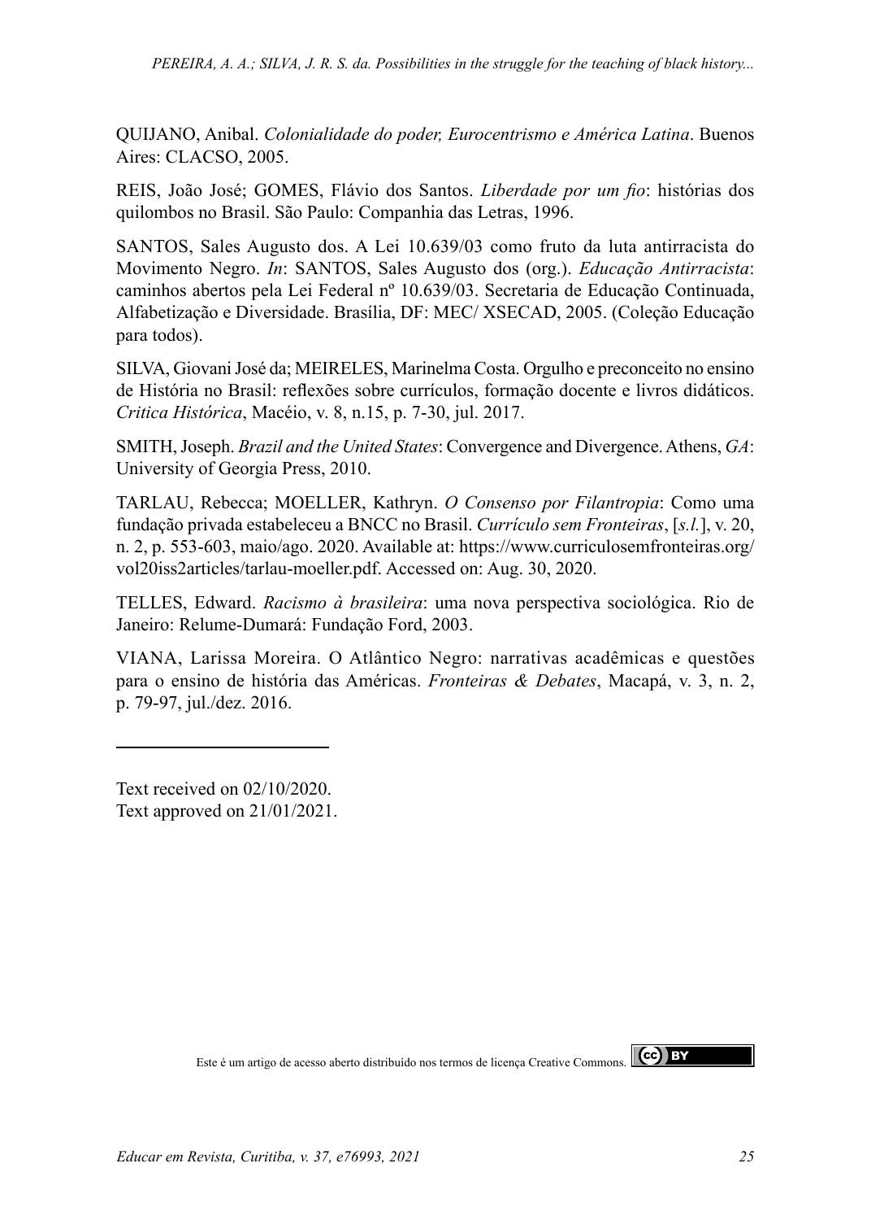QUIJANO, Anibal. *Colonialidade do poder, Eurocentrismo e América Latina*. Buenos Aires: CLACSO, 2005.

REIS, João José; GOMES, Flávio dos Santos. *Liberdade por um fio*: histórias dos quilombos no Brasil. São Paulo: Companhia das Letras, 1996.

SANTOS, Sales Augusto dos. A Lei 10.639/03 como fruto da luta antirracista do Movimento Negro. *In*: SANTOS, Sales Augusto dos (org.). *Educação Antirracista*: caminhos abertos pela Lei Federal nº 10.639/03. Secretaria de Educação Continuada, Alfabetização e Diversidade. Brasília, DF: MEC/ XSECAD, 2005. (Coleção Educação para todos).

SILVA, Giovani José da; MEIRELES, Marinelma Costa. Orgulho e preconceito no ensino de História no Brasil: reflexões sobre currículos, formação docente e livros didáticos. *Critica Histórica*, Macéio, v. 8, n.15, p. 7-30, jul. 2017.

SMITH, Joseph. *Brazil and the United States*: Convergence and Divergence. Athens, *GA*: University of Georgia Press, 2010.

TARLAU, Rebecca; MOELLER, Kathryn. *O Consenso por Filantropia*: Como uma fundação privada estabeleceu a BNCC no Brasil. *Currículo sem Fronteiras*, [*s.l.*], v. 20, n. 2, p. 553-603, maio/ago. 2020. Available at: https://www.curriculosemfronteiras.org/vol20iss2articles/tarlau-moeller.pdf. Accessed on: Aug. 30, 2020.

TELLES, Edward. *Racismo à brasileira*: uma nova perspectiva sociológica. Rio de Janeiro: Relume-Dumará: Fundação Ford, 2003.

VIANA, Larissa Moreira. O Atlântico Negro: narrativas acadêmicas e questões para o ensino de história das Américas. *Fronteiras & Debates*, Macapá, v. 3, n. 2, p. 79-97, jul./dez. 2016.

---

Text received on 02/10/2020.
Text approved on 21/01/2021.

Este é um artigo de acesso aberto distribuído nos termos de licença Creative Commons.